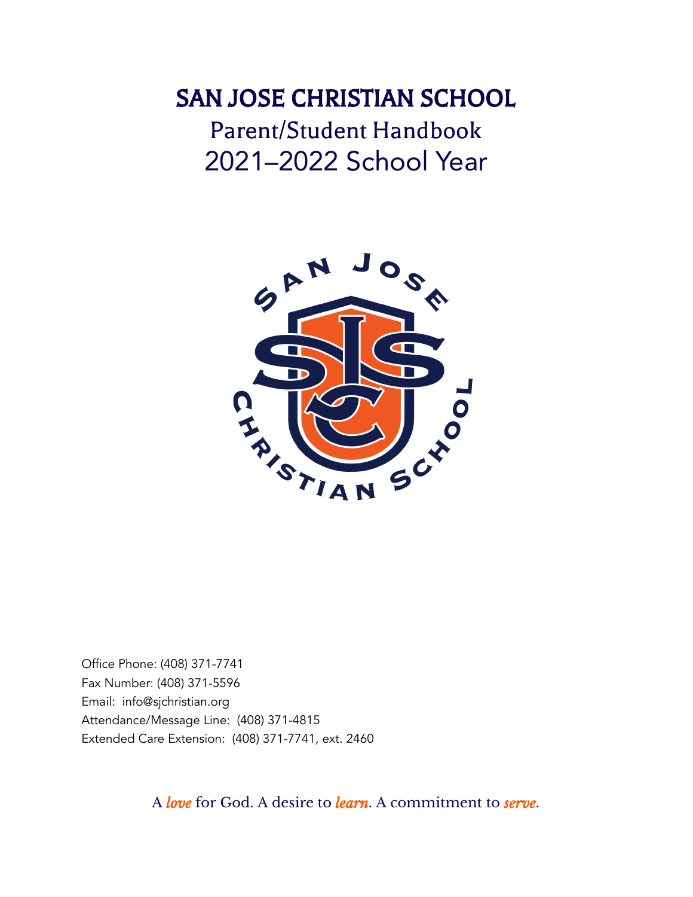# SAN JOSE CHRISTIAN SCHOOL

## Parent/Student Handbook

## 2021–2022 School Year

Office Phone: (408) 371-7741
Fax Number: (408) 371-5596
Email: info@sjchristian.org
Attendance/Message Line: (408) 371-4815
Extended Care Extension: (408) 371-7741, ext. 2460

A *love* for God. A desire to *learn*. A commitment to *serve*.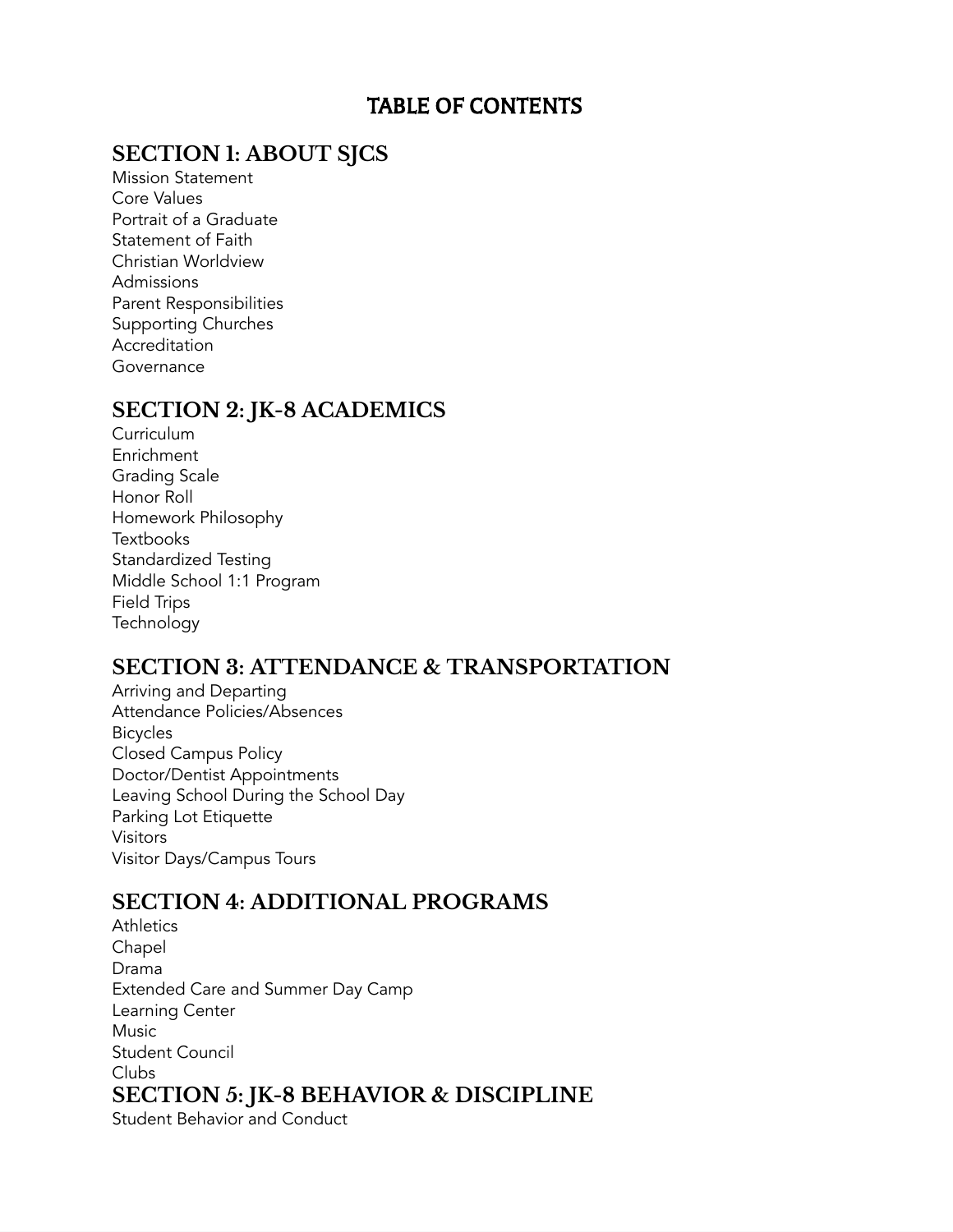# TABLE OF CONTENTS

## SECTION 1: ABOUT SJCS

Mission Statement
Core Values
Portrait of a Graduate
Statement of Faith
Christian Worldview
Admissions
Parent Responsibilities
Supporting Churches
Accreditation
Governance

## SECTION 2: JK-8 ACADEMICS

Curriculum
Enrichment
Grading Scale
Honor Roll
Homework Philosophy
Textbooks
Standardized Testing
Middle School 1:1 Program
Field Trips
Technology

## SECTION 3: ATTENDANCE & TRANSPORTATION

Arriving and Departing
Attendance Policies/Absences
Bicycles
Closed Campus Policy
Doctor/Dentist Appointments
Leaving School During the School Day
Parking Lot Etiquette
Visitors
Visitor Days/Campus Tours

## SECTION 4: ADDITIONAL PROGRAMS

Athletics
Chapel
Drama
Extended Care and Summer Day Camp
Learning Center
Music
Student Council
Clubs

## SECTION 5: JK-8 BEHAVIOR & DISCIPLINE

Student Behavior and Conduct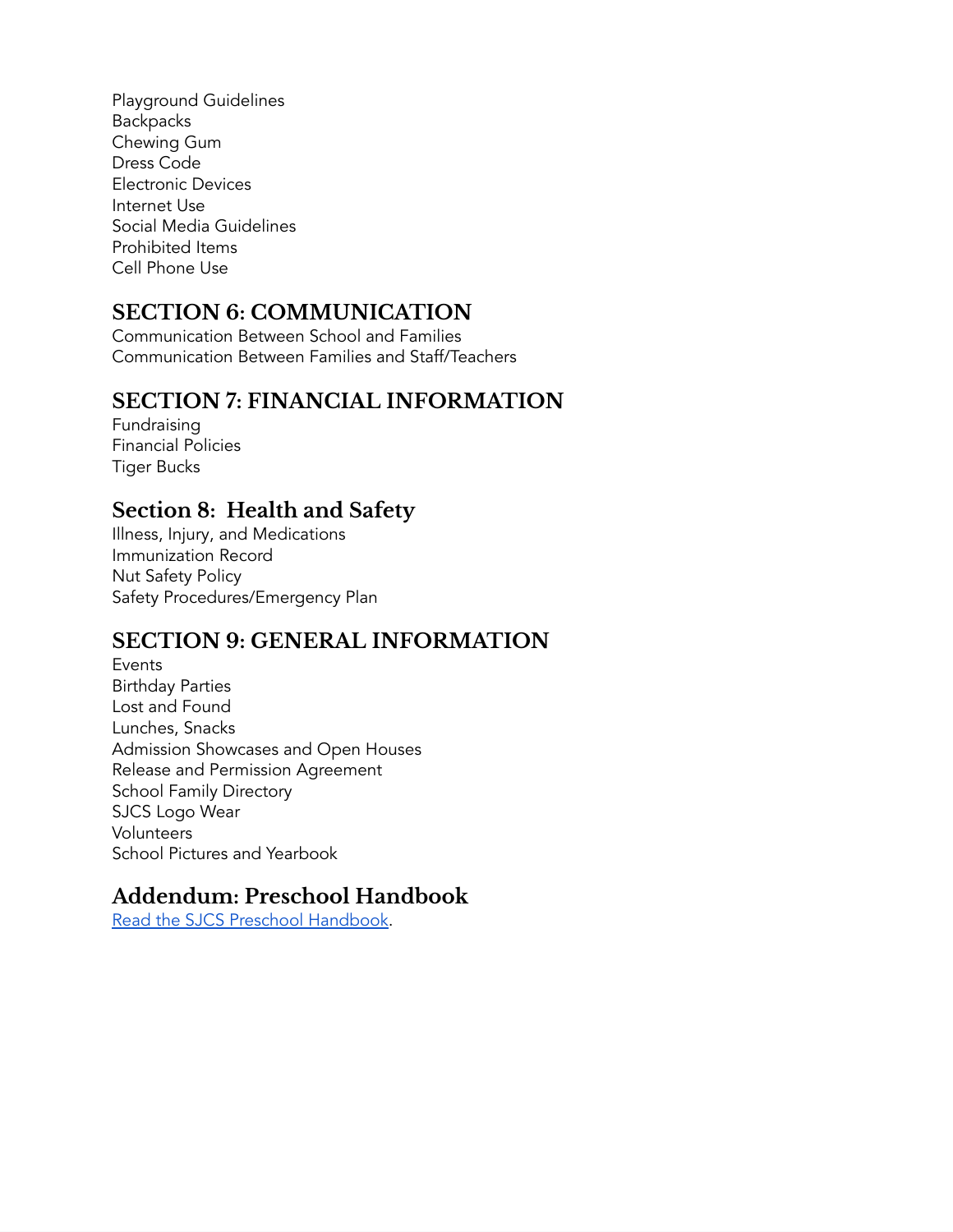Playground Guidelines
Backpacks
Chewing Gum
Dress Code
Electronic Devices
Internet Use
Social Media Guidelines
Prohibited Items
Cell Phone Use

## SECTION 6: COMMUNICATION

Communication Between School and Families
Communication Between Families and Staff/Teachers

## SECTION 7: FINANCIAL INFORMATION

Fundraising
Financial Policies
Tiger Bucks

## Section 8: Health and Safety

Illness, Injury, and Medications
Immunization Record
Nut Safety Policy
Safety Procedures/Emergency Plan

## SECTION 9: GENERAL INFORMATION

Events
Birthday Parties
Lost and Found
Lunches, Snacks
Admission Showcases and Open Houses
Release and Permission Agreement
School Family Directory
SJCS Logo Wear
Volunteers
School Pictures and Yearbook

## Addendum: Preschool Handbook

Read the SJCS Preschool Handbook.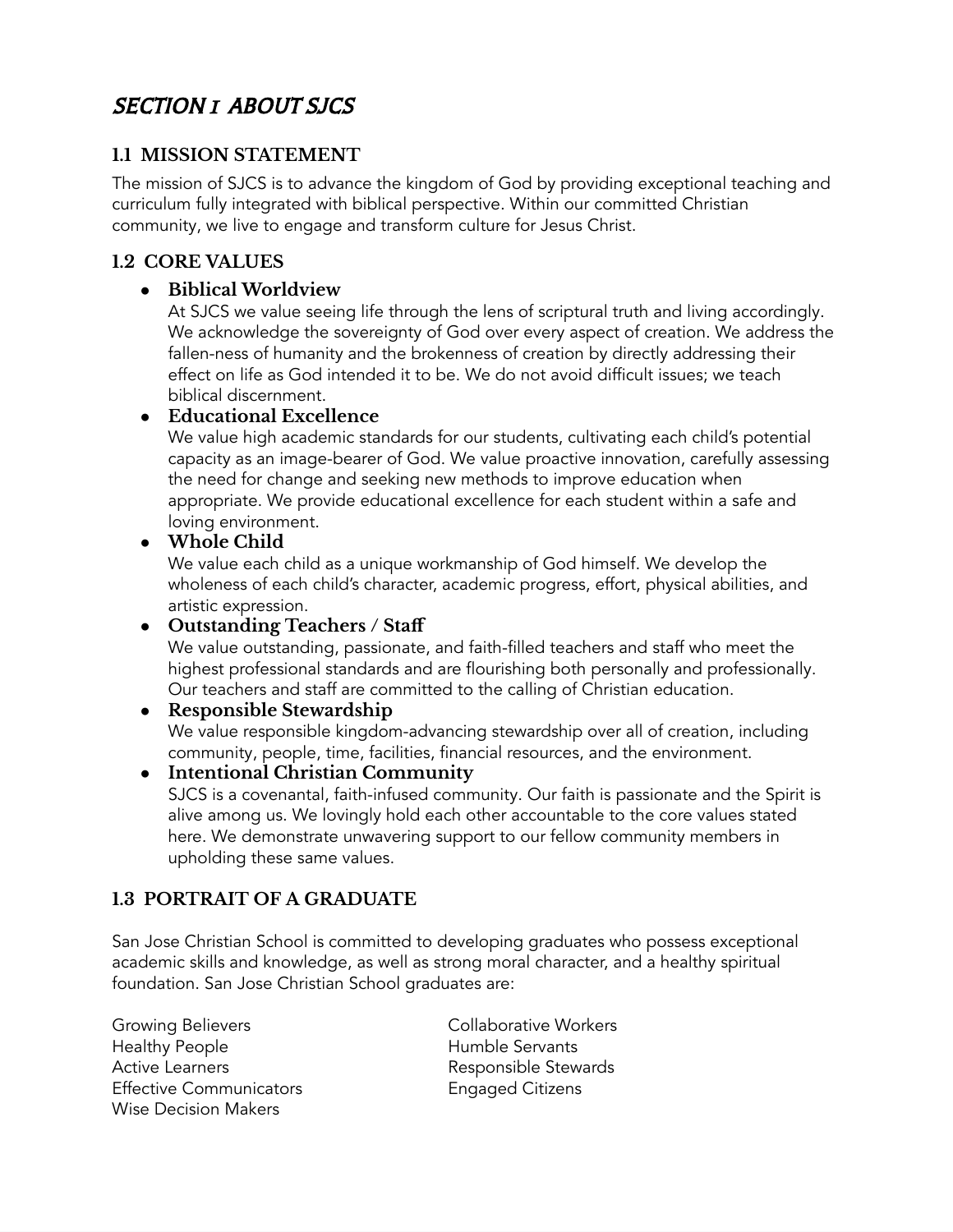# SECTION 1 ABOUT SJCS

## 1.1 MISSION STATEMENT

The mission of SJCS is to advance the kingdom of God by providing exceptional teaching and curriculum fully integrated with biblical perspective. Within our committed Christian community, we live to engage and transform culture for Jesus Christ.

## 1.2 CORE VALUES

- **Biblical Worldview**
  At SJCS we value seeing life through the lens of scriptural truth and living accordingly. We acknowledge the sovereignty of God over every aspect of creation. We address the fallen-ness of humanity and the brokenness of creation by directly addressing their effect on life as God intended it to be. We do not avoid difficult issues; we teach biblical discernment.
- **Educational Excellence**
  We value high academic standards for our students, cultivating each child's potential capacity as an image-bearer of God. We value proactive innovation, carefully assessing the need for change and seeking new methods to improve education when appropriate. We provide educational excellence for each student within a safe and loving environment.
- **Whole Child**
  We value each child as a unique workmanship of God himself. We develop the wholeness of each child's character, academic progress, effort, physical abilities, and artistic expression.
- **Outstanding Teachers / Staff**
  We value outstanding, passionate, and faith-filled teachers and staff who meet the highest professional standards and are flourishing both personally and professionally. Our teachers and staff are committed to the calling of Christian education.
- **Responsible Stewardship**
  We value responsible kingdom-advancing stewardship over all of creation, including community, people, time, facilities, financial resources, and the environment.
- **Intentional Christian Community**
  SJCS is a covenantal, faith-infused community. Our faith is passionate and the Spirit is alive among us. We lovingly hold each other accountable to the core values stated here. We demonstrate unwavering support to our fellow community members in upholding these same values.

## 1.3 PORTRAIT OF A GRADUATE

San Jose Christian School is committed to developing graduates who possess exceptional academic skills and knowledge, as well as strong moral character, and a healthy spiritual foundation. San Jose Christian School graduates are:

Growing Believers
Healthy People
Active Learners
Effective Communicators
Wise Decision Makers
Collaborative Workers
Humble Servants
Responsible Stewards
Engaged Citizens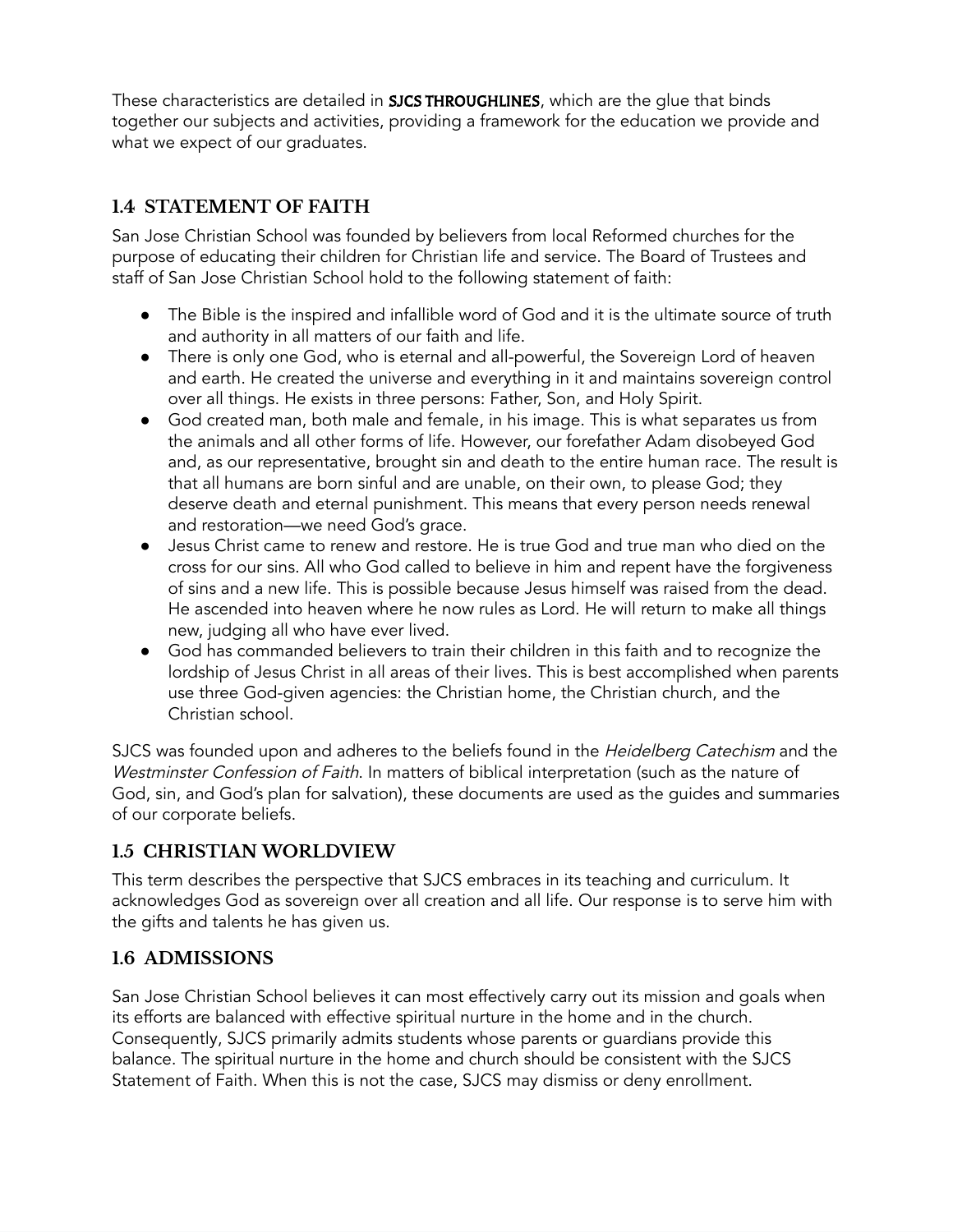These characteristics are detailed in **SJCS THROUGHLINES**, which are the glue that binds together our subjects and activities, providing a framework for the education we provide and what we expect of our graduates.

## 1.4 STATEMENT OF FAITH

San Jose Christian School was founded by believers from local Reformed churches for the purpose of educating their children for Christian life and service. The Board of Trustees and staff of San Jose Christian School hold to the following statement of faith:

- The Bible is the inspired and infallible word of God and it is the ultimate source of truth and authority in all matters of our faith and life.
- There is only one God, who is eternal and all-powerful, the Sovereign Lord of heaven and earth. He created the universe and everything in it and maintains sovereign control over all things. He exists in three persons: Father, Son, and Holy Spirit.
- God created man, both male and female, in his image. This is what separates us from the animals and all other forms of life. However, our forefather Adam disobeyed God and, as our representative, brought sin and death to the entire human race. The result is that all humans are born sinful and are unable, on their own, to please God; they deserve death and eternal punishment. This means that every person needs renewal and restoration—we need God's grace.
- Jesus Christ came to renew and restore. He is true God and true man who died on the cross for our sins. All who God called to believe in him and repent have the forgiveness of sins and a new life. This is possible because Jesus himself was raised from the dead. He ascended into heaven where he now rules as Lord. He will return to make all things new, judging all who have ever lived.
- God has commanded believers to train their children in this faith and to recognize the lordship of Jesus Christ in all areas of their lives. This is best accomplished when parents use three God-given agencies: the Christian home, the Christian church, and the Christian school.

SJCS was founded upon and adheres to the beliefs found in the *Heidelberg Catechism* and the *Westminster Confession of Faith*. In matters of biblical interpretation (such as the nature of God, sin, and God's plan for salvation), these documents are used as the guides and summaries of our corporate beliefs.

## 1.5 CHRISTIAN WORLDVIEW

This term describes the perspective that SJCS embraces in its teaching and curriculum. It acknowledges God as sovereign over all creation and all life. Our response is to serve him with the gifts and talents he has given us.

## 1.6 ADMISSIONS

San Jose Christian School believes it can most effectively carry out its mission and goals when its efforts are balanced with effective spiritual nurture in the home and in the church. Consequently, SJCS primarily admits students whose parents or guardians provide this balance. The spiritual nurture in the home and church should be consistent with the SJCS Statement of Faith. When this is not the case, SJCS may dismiss or deny enrollment.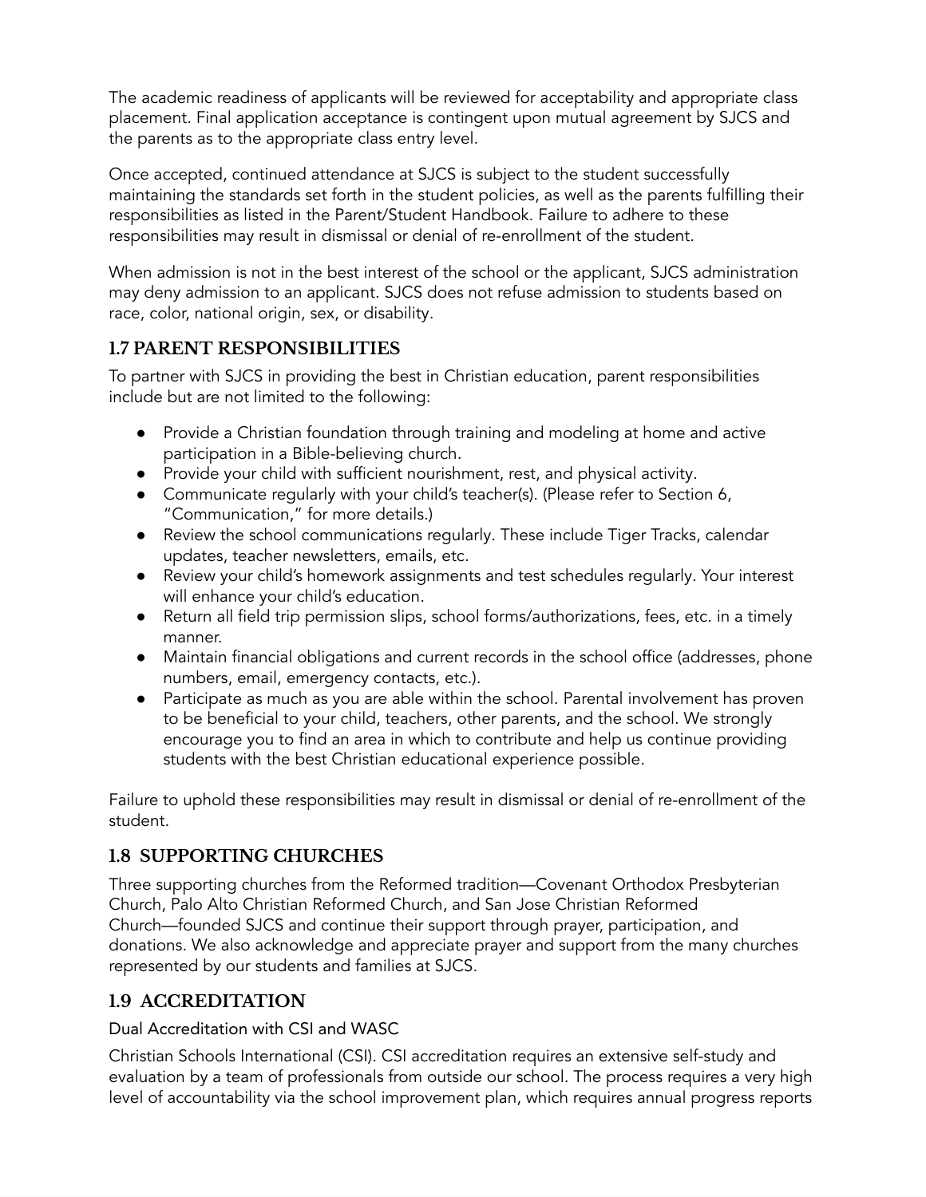The academic readiness of applicants will be reviewed for acceptability and appropriate class placement. Final application acceptance is contingent upon mutual agreement by SJCS and the parents as to the appropriate class entry level.

Once accepted, continued attendance at SJCS is subject to the student successfully maintaining the standards set forth in the student policies, as well as the parents fulfilling their responsibilities as listed in the Parent/Student Handbook. Failure to adhere to these responsibilities may result in dismissal or denial of re-enrollment of the student.

When admission is not in the best interest of the school or the applicant, SJCS administration may deny admission to an applicant. SJCS does not refuse admission to students based on race, color, national origin, sex, or disability.

## 1.7 PARENT RESPONSIBILITIES

To partner with SJCS in providing the best in Christian education, parent responsibilities include but are not limited to the following:

- Provide a Christian foundation through training and modeling at home and active participation in a Bible-believing church.
- Provide your child with sufficient nourishment, rest, and physical activity.
- Communicate regularly with your child's teacher(s). (Please refer to Section 6, "Communication," for more details.)
- Review the school communications regularly. These include Tiger Tracks, calendar updates, teacher newsletters, emails, etc.
- Review your child's homework assignments and test schedules regularly. Your interest will enhance your child's education.
- Return all field trip permission slips, school forms/authorizations, fees, etc. in a timely manner.
- Maintain financial obligations and current records in the school office (addresses, phone numbers, email, emergency contacts, etc.).
- Participate as much as you are able within the school. Parental involvement has proven to be beneficial to your child, teachers, other parents, and the school. We strongly encourage you to find an area in which to contribute and help us continue providing students with the best Christian educational experience possible.

Failure to uphold these responsibilities may result in dismissal or denial of re-enrollment of the student.

## 1.8 SUPPORTING CHURCHES

Three supporting churches from the Reformed tradition—Covenant Orthodox Presbyterian Church, Palo Alto Christian Reformed Church, and San Jose Christian Reformed Church—founded SJCS and continue their support through prayer, participation, and donations. We also acknowledge and appreciate prayer and support from the many churches represented by our students and families at SJCS.

## 1.9 ACCREDITATION

### Dual Accreditation with CSI and WASC

Christian Schools International (CSI). CSI accreditation requires an extensive self-study and evaluation by a team of professionals from outside our school. The process requires a very high level of accountability via the school improvement plan, which requires annual progress reports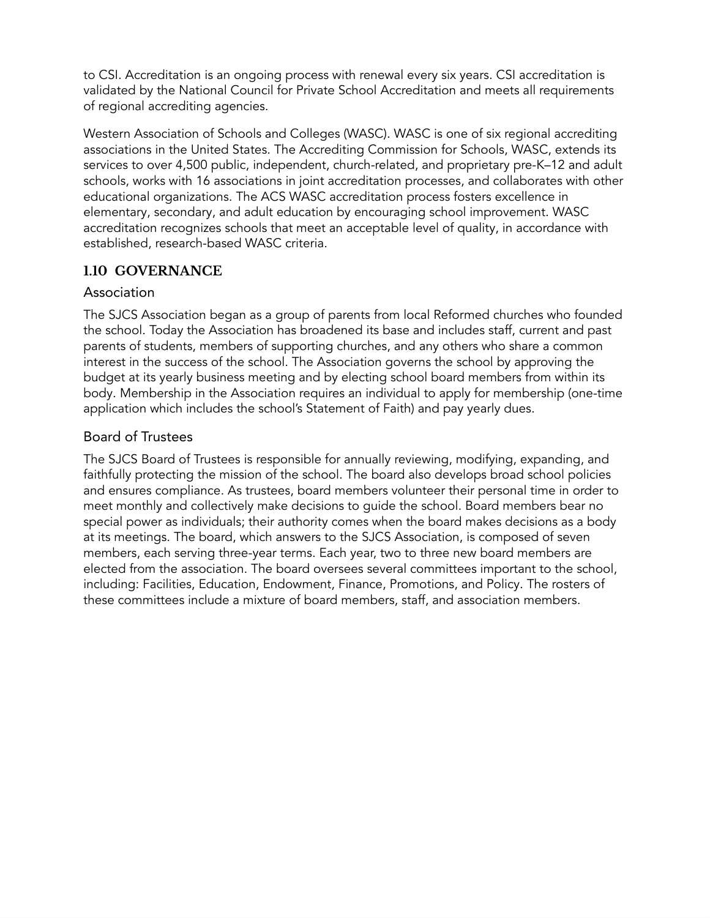to CSI. Accreditation is an ongoing process with renewal every six years. CSI accreditation is validated by the National Council for Private School Accreditation and meets all requirements of regional accrediting agencies.

Western Association of Schools and Colleges (WASC). WASC is one of six regional accrediting associations in the United States. The Accrediting Commission for Schools, WASC, extends its services to over 4,500 public, independent, church-related, and proprietary pre-K–12 and adult schools, works with 16 associations in joint accreditation processes, and collaborates with other educational organizations. The ACS WASC accreditation process fosters excellence in elementary, secondary, and adult education by encouraging school improvement. WASC accreditation recognizes schools that meet an acceptable level of quality, in accordance with established, research-based WASC criteria.

## 1.10 GOVERNANCE

### Association

The SJCS Association began as a group of parents from local Reformed churches who founded the school. Today the Association has broadened its base and includes staff, current and past parents of students, members of supporting churches, and any others who share a common interest in the success of the school. The Association governs the school by approving the budget at its yearly business meeting and by electing school board members from within its body. Membership in the Association requires an individual to apply for membership (one-time application which includes the school's Statement of Faith) and pay yearly dues.

### Board of Trustees

The SJCS Board of Trustees is responsible for annually reviewing, modifying, expanding, and faithfully protecting the mission of the school. The board also develops broad school policies and ensures compliance. As trustees, board members volunteer their personal time in order to meet monthly and collectively make decisions to guide the school. Board members bear no special power as individuals; their authority comes when the board makes decisions as a body at its meetings. The board, which answers to the SJCS Association, is composed of seven members, each serving three-year terms. Each year, two to three new board members are elected from the association. The board oversees several committees important to the school, including: Facilities, Education, Endowment, Finance, Promotions, and Policy. The rosters of these committees include a mixture of board members, staff, and association members.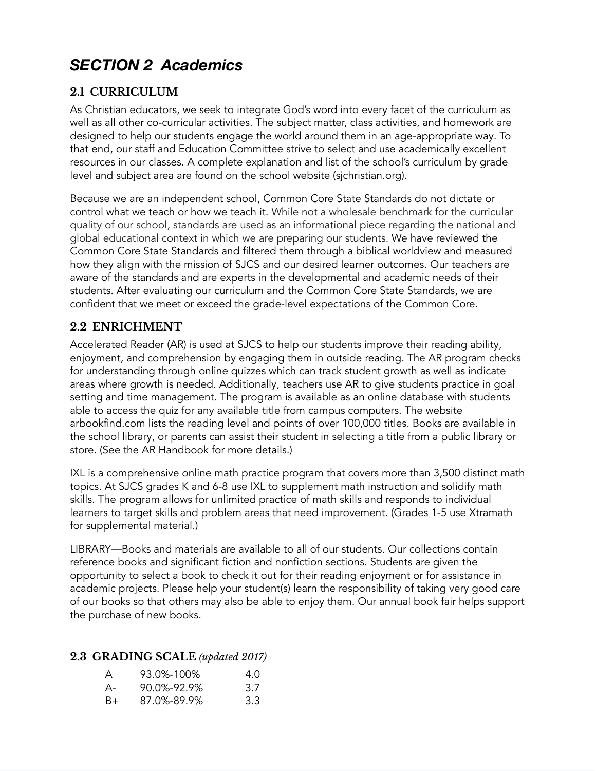# *SECTION 2 Academics*

## 2.1 CURRICULUM

As Christian educators, we seek to integrate God's word into every facet of the curriculum as well as all other co-curricular activities. The subject matter, class activities, and homework are designed to help our students engage the world around them in an age-appropriate way. To that end, our staff and Education Committee strive to select and use academically excellent resources in our classes. A complete explanation and list of the school's curriculum by grade level and subject area are found on the school website (sjchristian.org).

Because we are an independent school, Common Core State Standards do not dictate or control what we teach or how we teach it. While not a wholesale benchmark for the curricular quality of our school, standards are used as an informational piece regarding the national and global educational context in which we are preparing our students. We have reviewed the Common Core State Standards and filtered them through a biblical worldview and measured how they align with the mission of SJCS and our desired learner outcomes. Our teachers are aware of the standards and are experts in the developmental and academic needs of their students. After evaluating our curriculum and the Common Core State Standards, we are confident that we meet or exceed the grade-level expectations of the Common Core.

## 2.2 ENRICHMENT

Accelerated Reader (AR) is used at SJCS to help our students improve their reading ability, enjoyment, and comprehension by engaging them in outside reading. The AR program checks for understanding through online quizzes which can track student growth as well as indicate areas where growth is needed. Additionally, teachers use AR to give students practice in goal setting and time management. The program is available as an online database with students able to access the quiz for any available title from campus computers. The website arbookfind.com lists the reading level and points of over 100,000 titles. Books are available in the school library, or parents can assist their student in selecting a title from a public library or store. (See the AR Handbook for more details.)

IXL is a comprehensive online math practice program that covers more than 3,500 distinct math topics. At SJCS grades K and 6-8 use IXL to supplement math instruction and solidify math skills. The program allows for unlimited practice of math skills and responds to individual learners to target skills and problem areas that need improvement. (Grades 1-5 use Xtramath for supplemental material.)

LIBRARY—Books and materials are available to all of our students. Our collections contain reference books and significant fiction and nonfiction sections. Students are given the opportunity to select a book to check it out for their reading enjoyment or for assistance in academic projects. Please help your student(s) learn the responsibility of taking very good care of our books so that others may also be able to enjoy them. Our annual book fair helps support the purchase of new books.

## 2.3 GRADING SCALE *(updated 2017)*

| | | |
|---|---|---|
| A | 93.0%-100% | 4.0 |
| A- | 90.0%-92.9% | 3.7 |
| B+ | 87.0%-89.9% | 3.3 |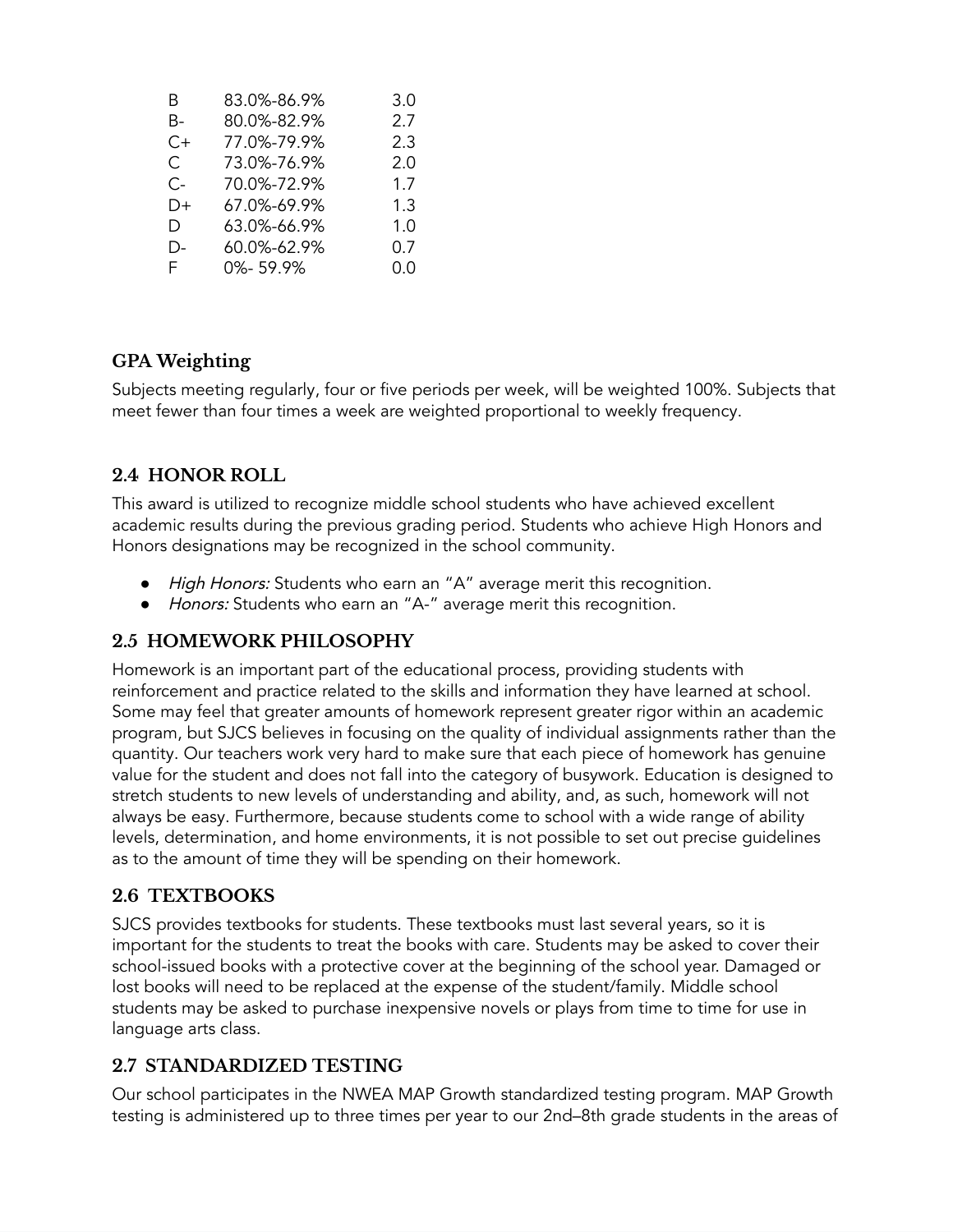| | | |
|---|---|---|
| B | 83.0%-86.9% | 3.0 |
| B- | 80.0%-82.9% | 2.7 |
| C+ | 77.0%-79.9% | 2.3 |
| C | 73.0%-76.9% | 2.0 |
| C- | 70.0%-72.9% | 1.7 |
| D+ | 67.0%-69.9% | 1.3 |
| D | 63.0%-66.9% | 1.0 |
| D- | 60.0%-62.9% | 0.7 |
| F | 0%- 59.9% | 0.0 |

### GPA Weighting

Subjects meeting regularly, four or five periods per week, will be weighted 100%. Subjects that meet fewer than four times a week are weighted proportional to weekly frequency.

## 2.4 HONOR ROLL

This award is utilized to recognize middle school students who have achieved excellent academic results during the previous grading period. Students who achieve High Honors and Honors designations may be recognized in the school community.

- *High Honors:* Students who earn an "A" average merit this recognition.
- *Honors:* Students who earn an "A-" average merit this recognition.

## 2.5 HOMEWORK PHILOSOPHY

Homework is an important part of the educational process, providing students with reinforcement and practice related to the skills and information they have learned at school. Some may feel that greater amounts of homework represent greater rigor within an academic program, but SJCS believes in focusing on the quality of individual assignments rather than the quantity. Our teachers work very hard to make sure that each piece of homework has genuine value for the student and does not fall into the category of busywork. Education is designed to stretch students to new levels of understanding and ability, and, as such, homework will not always be easy. Furthermore, because students come to school with a wide range of ability levels, determination, and home environments, it is not possible to set out precise guidelines as to the amount of time they will be spending on their homework.

## 2.6 TEXTBOOKS

SJCS provides textbooks for students. These textbooks must last several years, so it is important for the students to treat the books with care. Students may be asked to cover their school-issued books with a protective cover at the beginning of the school year. Damaged or lost books will need to be replaced at the expense of the student/family. Middle school students may be asked to purchase inexpensive novels or plays from time to time for use in language arts class.

## 2.7 STANDARDIZED TESTING

Our school participates in the NWEA MAP Growth standardized testing program. MAP Growth testing is administered up to three times per year to our 2nd–8th grade students in the areas of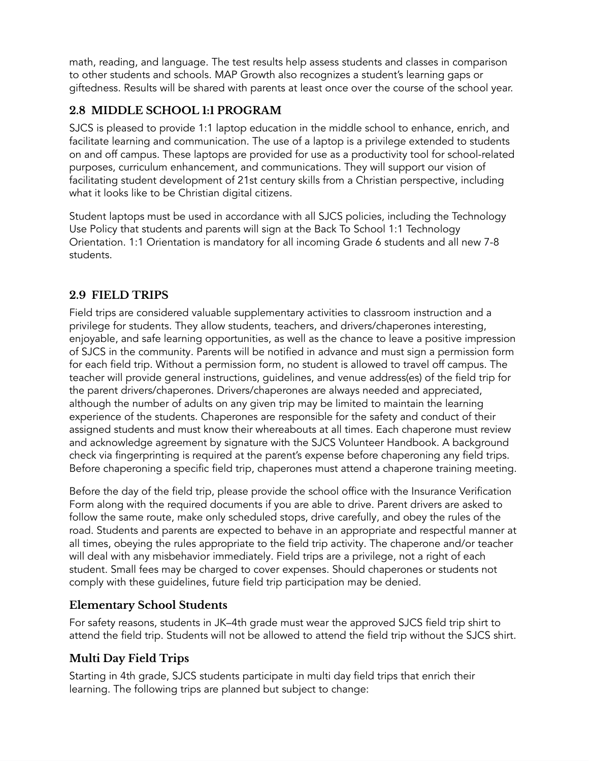math, reading, and language. The test results help assess students and classes in comparison to other students and schools. MAP Growth also recognizes a student's learning gaps or giftedness. Results will be shared with parents at least once over the course of the school year.

## 2.8 MIDDLE SCHOOL 1:1 PROGRAM

SJCS is pleased to provide 1:1 laptop education in the middle school to enhance, enrich, and facilitate learning and communication. The use of a laptop is a privilege extended to students on and off campus. These laptops are provided for use as a productivity tool for school-related purposes, curriculum enhancement, and communications. They will support our vision of facilitating student development of 21st century skills from a Christian perspective, including what it looks like to be Christian digital citizens.

Student laptops must be used in accordance with all SJCS policies, including the Technology Use Policy that students and parents will sign at the Back To School 1:1 Technology Orientation. 1:1 Orientation is mandatory for all incoming Grade 6 students and all new 7-8 students.

## 2.9 FIELD TRIPS

Field trips are considered valuable supplementary activities to classroom instruction and a privilege for students. They allow students, teachers, and drivers/chaperones interesting, enjoyable, and safe learning opportunities, as well as the chance to leave a positive impression of SJCS in the community. Parents will be notified in advance and must sign a permission form for each field trip. Without a permission form, no student is allowed to travel off campus. The teacher will provide general instructions, guidelines, and venue address(es) of the field trip for the parent drivers/chaperones. Drivers/chaperones are always needed and appreciated, although the number of adults on any given trip may be limited to maintain the learning experience of the students. Chaperones are responsible for the safety and conduct of their assigned students and must know their whereabouts at all times. Each chaperone must review and acknowledge agreement by signature with the SJCS Volunteer Handbook. A background check via fingerprinting is required at the parent's expense before chaperoning any field trips. Before chaperoning a specific field trip, chaperones must attend a chaperone training meeting.

Before the day of the field trip, please provide the school office with the Insurance Verification Form along with the required documents if you are able to drive. Parent drivers are asked to follow the same route, make only scheduled stops, drive carefully, and obey the rules of the road. Students and parents are expected to behave in an appropriate and respectful manner at all times, obeying the rules appropriate to the field trip activity. The chaperone and/or teacher will deal with any misbehavior immediately. Field trips are a privilege, not a right of each student. Small fees may be charged to cover expenses. Should chaperones or students not comply with these guidelines, future field trip participation may be denied.

### Elementary School Students

For safety reasons, students in JK–4th grade must wear the approved SJCS field trip shirt to attend the field trip. Students will not be allowed to attend the field trip without the SJCS shirt.

### Multi Day Field Trips

Starting in 4th grade, SJCS students participate in multi day field trips that enrich their learning. The following trips are planned but subject to change: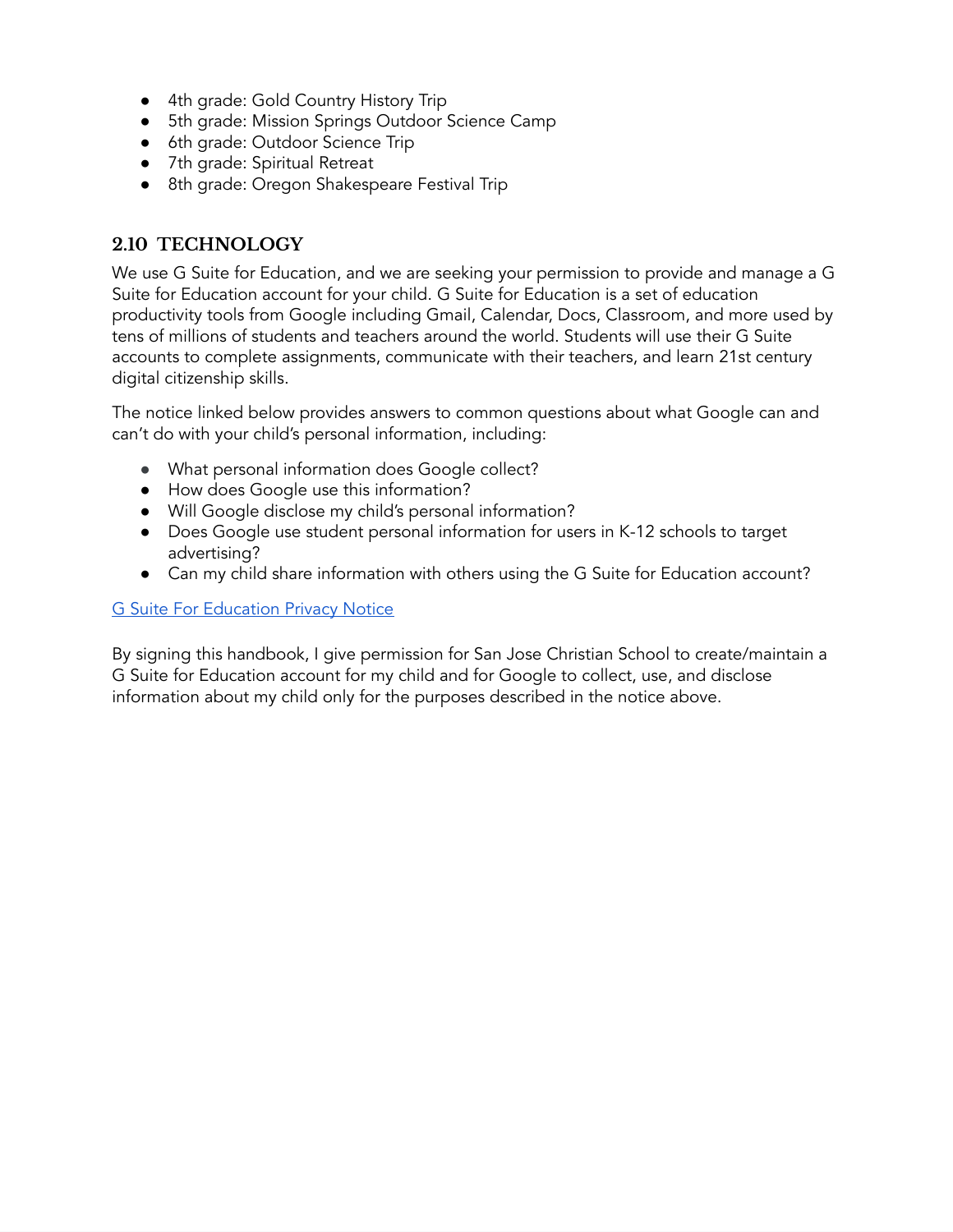- 4th grade: Gold Country History Trip
- 5th grade: Mission Springs Outdoor Science Camp
- 6th grade: Outdoor Science Trip
- 7th grade: Spiritual Retreat
- 8th grade: Oregon Shakespeare Festival Trip

## 2.10 TECHNOLOGY

We use G Suite for Education, and we are seeking your permission to provide and manage a G Suite for Education account for your child. G Suite for Education is a set of education productivity tools from Google including Gmail, Calendar, Docs, Classroom, and more used by tens of millions of students and teachers around the world. Students will use their G Suite accounts to complete assignments, communicate with their teachers, and learn 21st century digital citizenship skills.

The notice linked below provides answers to common questions about what Google can and can't do with your child's personal information, including:

- What personal information does Google collect?
- How does Google use this information?
- Will Google disclose my child's personal information?
- Does Google use student personal information for users in K-12 schools to target advertising?
- Can my child share information with others using the G Suite for Education account?

G Suite For Education Privacy Notice

By signing this handbook, I give permission for San Jose Christian School to create/maintain a G Suite for Education account for my child and for Google to collect, use, and disclose information about my child only for the purposes described in the notice above.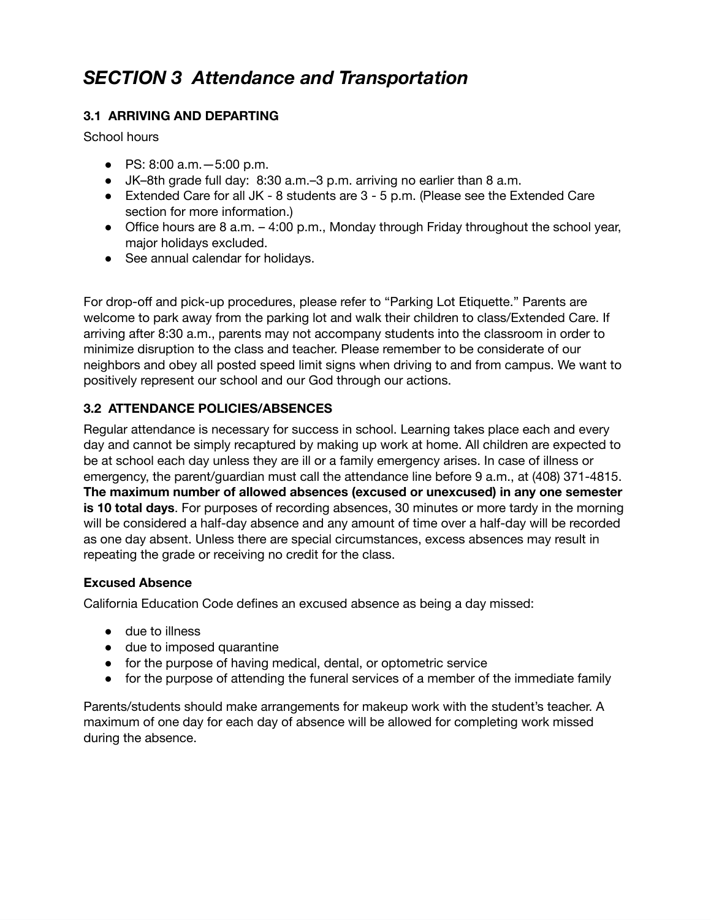## *SECTION 3 Attendance and Transportation*

### 3.1 ARRIVING AND DEPARTING

School hours

- PS: 8:00 a.m.—5:00 p.m.
- JK–8th grade full day: 8:30 a.m.–3 p.m. arriving no earlier than 8 a.m.
- Extended Care for all JK - 8 students are 3 - 5 p.m. (Please see the Extended Care section for more information.)
- Office hours are 8 a.m. – 4:00 p.m., Monday through Friday throughout the school year, major holidays excluded.
- See annual calendar for holidays.

For drop-off and pick-up procedures, please refer to "Parking Lot Etiquette." Parents are welcome to park away from the parking lot and walk their children to class/Extended Care. If arriving after 8:30 a.m., parents may not accompany students into the classroom in order to minimize disruption to the class and teacher. Please remember to be considerate of our neighbors and obey all posted speed limit signs when driving to and from campus. We want to positively represent our school and our God through our actions.

### 3.2 ATTENDANCE POLICIES/ABSENCES

Regular attendance is necessary for success in school. Learning takes place each and every day and cannot be simply recaptured by making up work at home. All children are expected to be at school each day unless they are ill or a family emergency arises. In case of illness or emergency, the parent/guardian must call the attendance line before 9 a.m., at (408) 371-4815. **The maximum number of allowed absences (excused or unexcused) in any one semester is 10 total days**. For purposes of recording absences, 30 minutes or more tardy in the morning will be considered a half-day absence and any amount of time over a half-day will be recorded as one day absent. Unless there are special circumstances, excess absences may result in repeating the grade or receiving no credit for the class.

**Excused Absence**

California Education Code defines an excused absence as being a day missed:

- due to illness
- due to imposed quarantine
- for the purpose of having medical, dental, or optometric service
- for the purpose of attending the funeral services of a member of the immediate family

Parents/students should make arrangements for makeup work with the student's teacher. A maximum of one day for each day of absence will be allowed for completing work missed during the absence.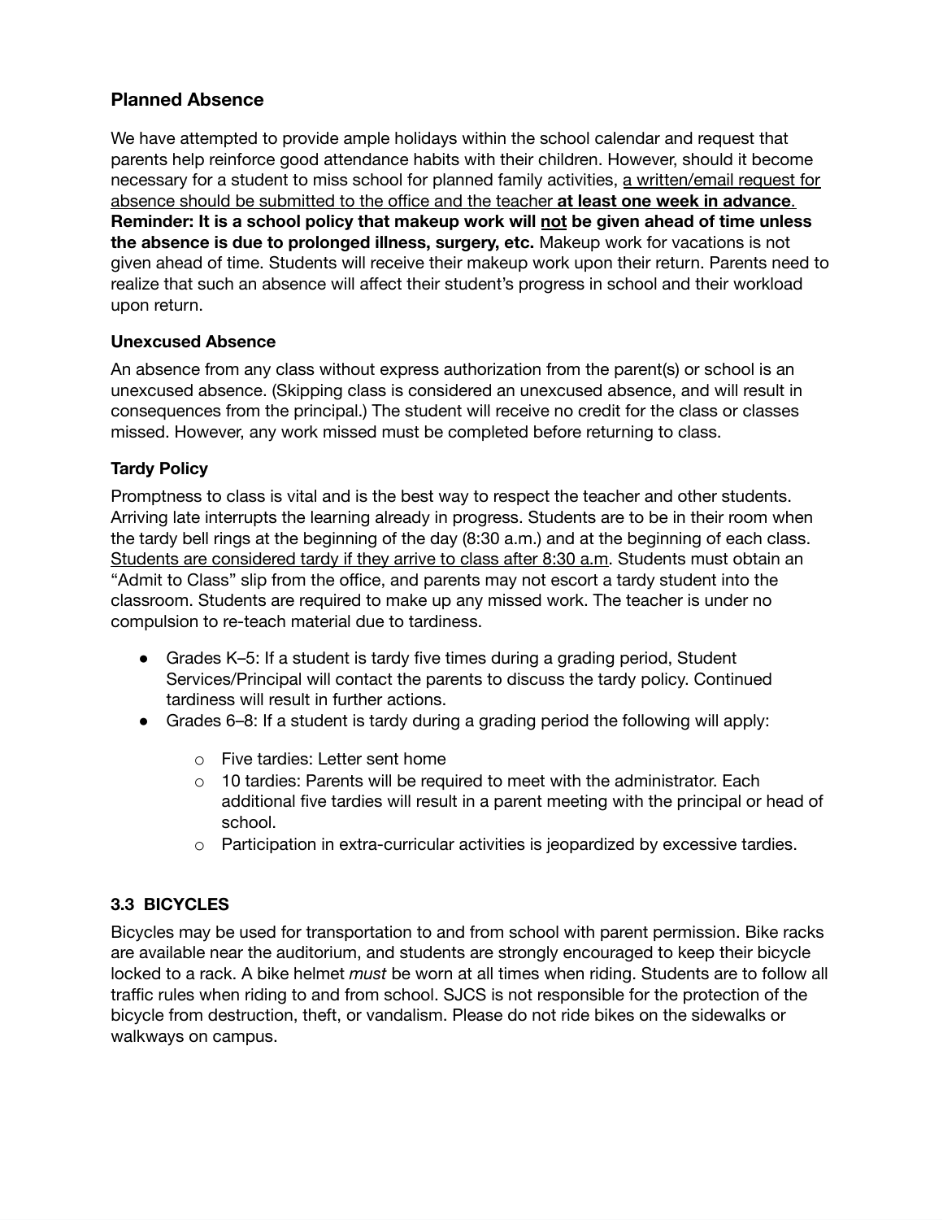## Planned Absence

We have attempted to provide ample holidays within the school calendar and request that parents help reinforce good attendance habits with their children. However, should it become necessary for a student to miss school for planned family activities, <u>a written/email request for absence should be submitted to the office and the teacher</u> **<u>at least one week in advance</u>**. **Reminder: It is a school policy that makeup work will <u>not</u> be given ahead of time unless the absence is due to prolonged illness, surgery, etc.** Makeup work for vacations is not given ahead of time. Students will receive their makeup work upon their return. Parents need to realize that such an absence will affect their student's progress in school and their workload upon return.

### Unexcused Absence

An absence from any class without express authorization from the parent(s) or school is an unexcused absence. (Skipping class is considered an unexcused absence, and will result in consequences from the principal.) The student will receive no credit for the class or classes missed. However, any work missed must be completed before returning to class.

### Tardy Policy

Promptness to class is vital and is the best way to respect the teacher and other students. Arriving late interrupts the learning already in progress. Students are to be in their room when the tardy bell rings at the beginning of the day (8:30 a.m.) and at the beginning of each class. <u>Students are considered tardy if they arrive to class after 8:30 a.m</u>. Students must obtain an "Admit to Class" slip from the office, and parents may not escort a tardy student into the classroom. Students are required to make up any missed work. The teacher is under no compulsion to re-teach material due to tardiness.

- Grades K–5: If a student is tardy five times during a grading period, Student Services/Principal will contact the parents to discuss the tardy policy. Continued tardiness will result in further actions.
- Grades 6–8: If a student is tardy during a grading period the following will apply:
  - Five tardies: Letter sent home
  - 10 tardies: Parents will be required to meet with the administrator. Each additional five tardies will result in a parent meeting with the principal or head of school.
  - Participation in extra-curricular activities is jeopardized by excessive tardies.

## 3.3 BICYCLES

Bicycles may be used for transportation to and from school with parent permission. Bike racks are available near the auditorium, and students are strongly encouraged to keep their bicycle locked to a rack. A bike helmet *must* be worn at all times when riding. Students are to follow all traffic rules when riding to and from school. SJCS is not responsible for the protection of the bicycle from destruction, theft, or vandalism. Please do not ride bikes on the sidewalks or walkways on campus.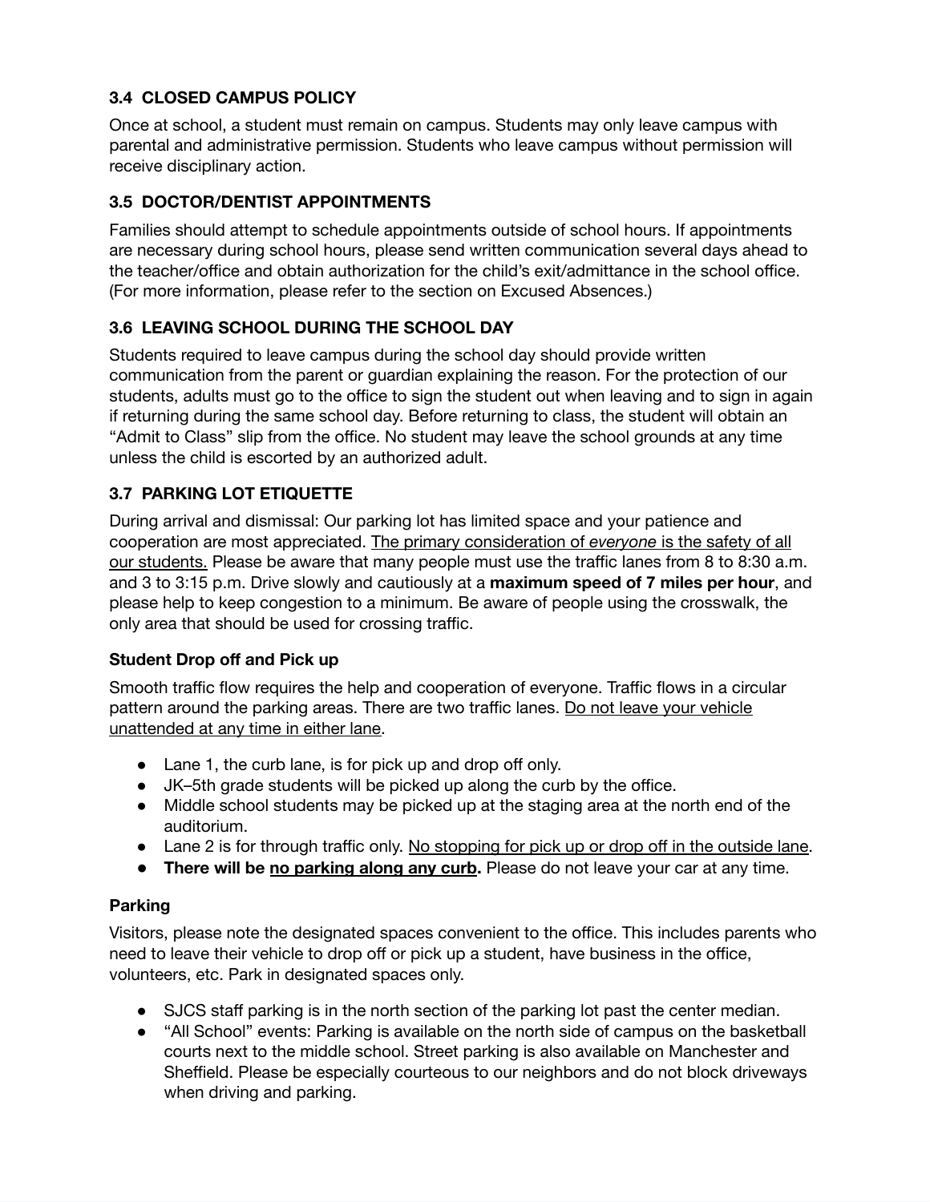### 3.4 CLOSED CAMPUS POLICY

Once at school, a student must remain on campus. Students may only leave campus with parental and administrative permission. Students who leave campus without permission will receive disciplinary action.

### 3.5 DOCTOR/DENTIST APPOINTMENTS

Families should attempt to schedule appointments outside of school hours. If appointments are necessary during school hours, please send written communication several days ahead to the teacher/office and obtain authorization for the child's exit/admittance in the school office. (For more information, please refer to the section on Excused Absences.)

### 3.6 LEAVING SCHOOL DURING THE SCHOOL DAY

Students required to leave campus during the school day should provide written communication from the parent or guardian explaining the reason. For the protection of our students, adults must go to the office to sign the student out when leaving and to sign in again if returning during the same school day. Before returning to class, the student will obtain an "Admit to Class" slip from the office. No student may leave the school grounds at any time unless the child is escorted by an authorized adult.

### 3.7 PARKING LOT ETIQUETTE

During arrival and dismissal: Our parking lot has limited space and your patience and cooperation are most appreciated. The primary consideration of *everyone* is the safety of all our students. Please be aware that many people must use the traffic lanes from 8 to 8:30 a.m. and 3 to 3:15 p.m. Drive slowly and cautiously at a **maximum speed of 7 miles per hour**, and please help to keep congestion to a minimum. Be aware of people using the crosswalk, the only area that should be used for crossing traffic.

#### Student Drop off and Pick up

Smooth traffic flow requires the help and cooperation of everyone. Traffic flows in a circular pattern around the parking areas. There are two traffic lanes. Do not leave your vehicle unattended at any time in either lane.

- Lane 1, the curb lane, is for pick up and drop off only.
- JK–5th grade students will be picked up along the curb by the office.
- Middle school students may be picked up at the staging area at the north end of the auditorium.
- Lane 2 is for through traffic only. No stopping for pick up or drop off in the outside lane.
- **There will be no parking along any curb.** Please do not leave your car at any time.

#### Parking

Visitors, please note the designated spaces convenient to the office. This includes parents who need to leave their vehicle to drop off or pick up a student, have business in the office, volunteers, etc. Park in designated spaces only.

- SJCS staff parking is in the north section of the parking lot past the center median.
- "All School" events: Parking is available on the north side of campus on the basketball courts next to the middle school. Street parking is also available on Manchester and Sheffield. Please be especially courteous to our neighbors and do not block driveways when driving and parking.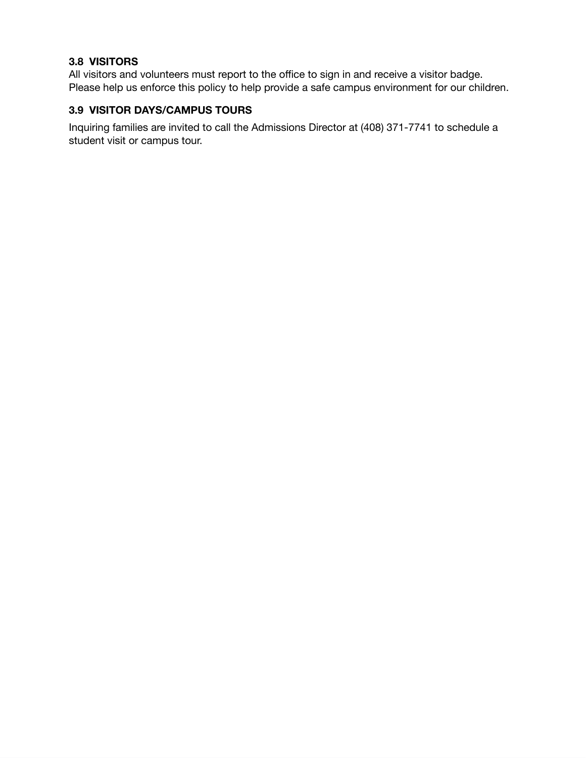### 3.8 VISITORS

All visitors and volunteers must report to the office to sign in and receive a visitor badge. Please help us enforce this policy to help provide a safe campus environment for our children.

### 3.9 VISITOR DAYS/CAMPUS TOURS

Inquiring families are invited to call the Admissions Director at (408) 371-7741 to schedule a student visit or campus tour.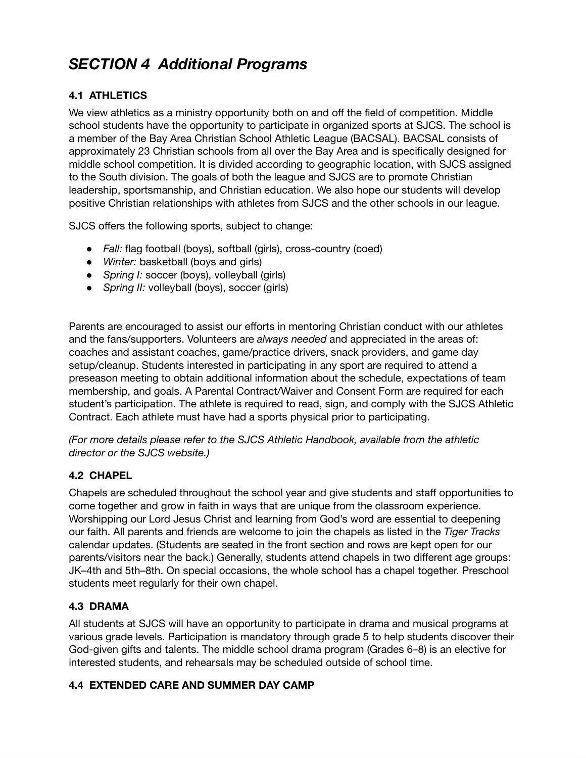# *SECTION 4 Additional Programs*

### 4.1 ATHLETICS

We view athletics as a ministry opportunity both on and off the field of competition. Middle school students have the opportunity to participate in organized sports at SJCS. The school is a member of the Bay Area Christian School Athletic League (BACSAL). BACSAL consists of approximately 23 Christian schools from all over the Bay Area and is specifically designed for middle school competition. It is divided according to geographic location, with SJCS assigned to the South division. The goals of both the league and SJCS are to promote Christian leadership, sportsmanship, and Christian education. We also hope our students will develop positive Christian relationships with athletes from SJCS and the other schools in our league.

SJCS offers the following sports, subject to change:

- *Fall:* flag football (boys), softball (girls), cross-country (coed)
- *Winter:* basketball (boys and girls)
- *Spring I:* soccer (boys), volleyball (girls)
- *Spring II:* volleyball (boys), soccer (girls)

Parents are encouraged to assist our efforts in mentoring Christian conduct with our athletes and the fans/supporters. Volunteers are *always needed* and appreciated in the areas of: coaches and assistant coaches, game/practice drivers, snack providers, and game day setup/cleanup. Students interested in participating in any sport are required to attend a preseason meeting to obtain additional information about the schedule, expectations of team membership, and goals. A Parental Contract/Waiver and Consent Form are required for each student's participation. The athlete is required to read, sign, and comply with the SJCS Athletic Contract. Each athlete must have had a sports physical prior to participating.

*(For more details please refer to the SJCS Athletic Handbook, available from the athletic director or the SJCS website.)*

### 4.2 CHAPEL

Chapels are scheduled throughout the school year and give students and staff opportunities to come together and grow in faith in ways that are unique from the classroom experience. Worshipping our Lord Jesus Christ and learning from God's word are essential to deepening our faith. All parents and friends are welcome to join the chapels as listed in the *Tiger Tracks* calendar updates. (Students are seated in the front section and rows are kept open for our parents/visitors near the back.) Generally, students attend chapels in two different age groups: JK–4th and 5th–8th. On special occasions, the whole school has a chapel together. Preschool students meet regularly for their own chapel.

### 4.3 DRAMA

All students at SJCS will have an opportunity to participate in drama and musical programs at various grade levels. Participation is mandatory through grade 5 to help students discover their God-given gifts and talents. The middle school drama program (Grades 6–8) is an elective for interested students, and rehearsals may be scheduled outside of school time.

### 4.4 EXTENDED CARE AND SUMMER DAY CAMP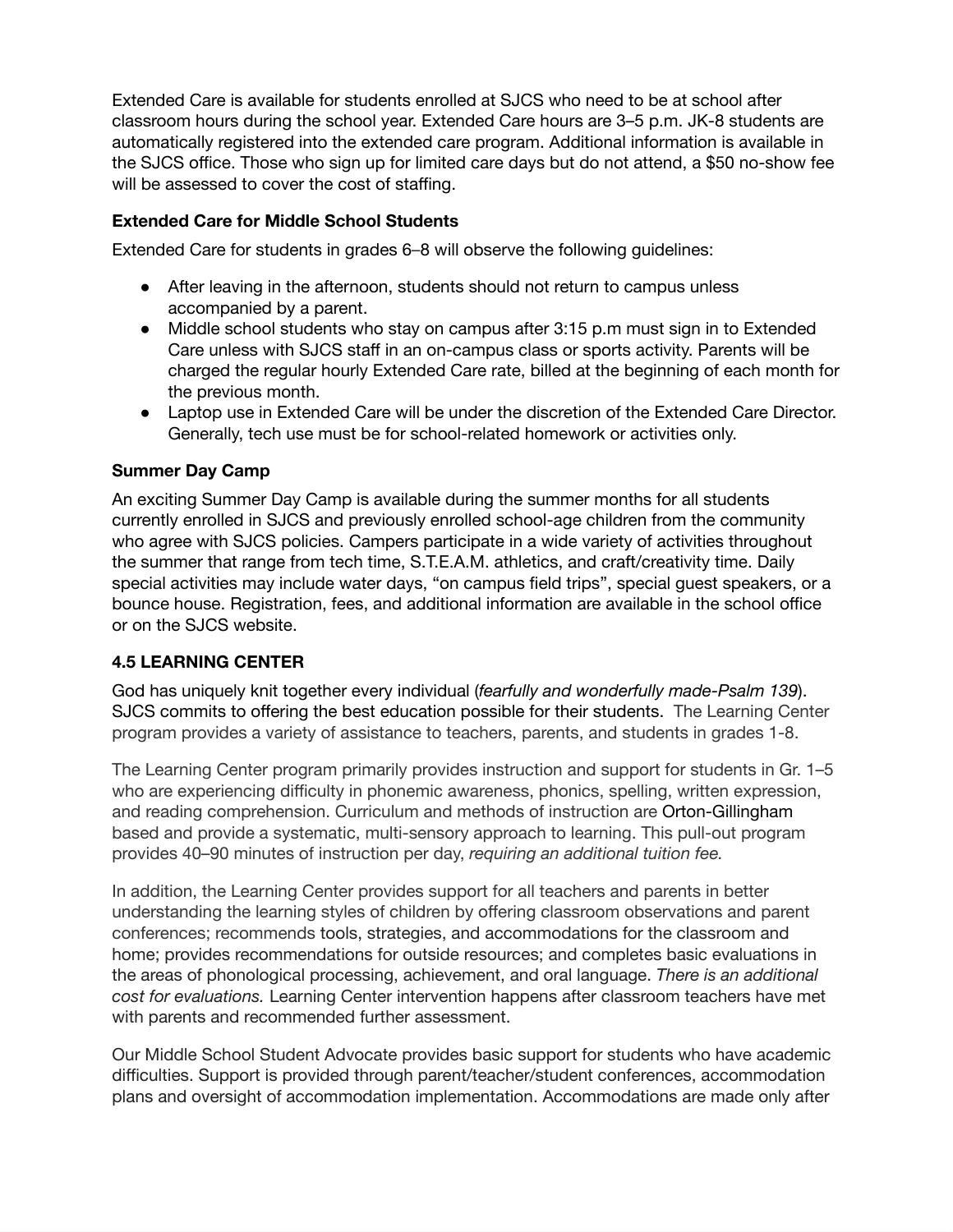Extended Care is available for students enrolled at SJCS who need to be at school after classroom hours during the school year. Extended Care hours are 3–5 p.m. JK-8 students are automatically registered into the extended care program. Additional information is available in the SJCS office. Those who sign up for limited care days but do not attend, a $50 no-show fee will be assessed to cover the cost of staffing.

**Extended Care for Middle School Students**

Extended Care for students in grades 6–8 will observe the following guidelines:

- After leaving in the afternoon, students should not return to campus unless accompanied by a parent.
- Middle school students who stay on campus after 3:15 p.m must sign in to Extended Care unless with SJCS staff in an on-campus class or sports activity. Parents will be charged the regular hourly Extended Care rate, billed at the beginning of each month for the previous month.
- Laptop use in Extended Care will be under the discretion of the Extended Care Director. Generally, tech use must be for school-related homework or activities only.

**Summer Day Camp**

An exciting Summer Day Camp is available during the summer months for all students currently enrolled in SJCS and previously enrolled school-age children from the community who agree with SJCS policies. Campers participate in a wide variety of activities throughout the summer that range from tech time, S.T.E.A.M. athletics, and craft/creativity time. Daily special activities may include water days, "on campus field trips", special guest speakers, or a bounce house. Registration, fees, and additional information are available in the school office or on the SJCS website.

**4.5 LEARNING CENTER**

God has uniquely knit together every individual (*fearfully and wonderfully made-Psalm 139*). SJCS commits to offering the best education possible for their students. The Learning Center program provides a variety of assistance to teachers, parents, and students in grades 1-8.

The Learning Center program primarily provides instruction and support for students in Gr. 1–5 who are experiencing difficulty in phonemic awareness, phonics, spelling, written expression, and reading comprehension. Curriculum and methods of instruction are Orton-Gillingham based and provide a systematic, multi-sensory approach to learning. This pull-out program provides 40–90 minutes of instruction per day, *requiring an additional tuition fee.*

In addition, the Learning Center provides support for all teachers and parents in better understanding the learning styles of children by offering classroom observations and parent conferences; recommends tools, strategies, and accommodations for the classroom and home; provides recommendations for outside resources; and completes basic evaluations in the areas of phonological processing, achievement, and oral language. *There is an additional cost for evaluations.* Learning Center intervention happens after classroom teachers have met with parents and recommended further assessment.

Our Middle School Student Advocate provides basic support for students who have academic difficulties. Support is provided through parent/teacher/student conferences, accommodation plans and oversight of accommodation implementation. Accommodations are made only after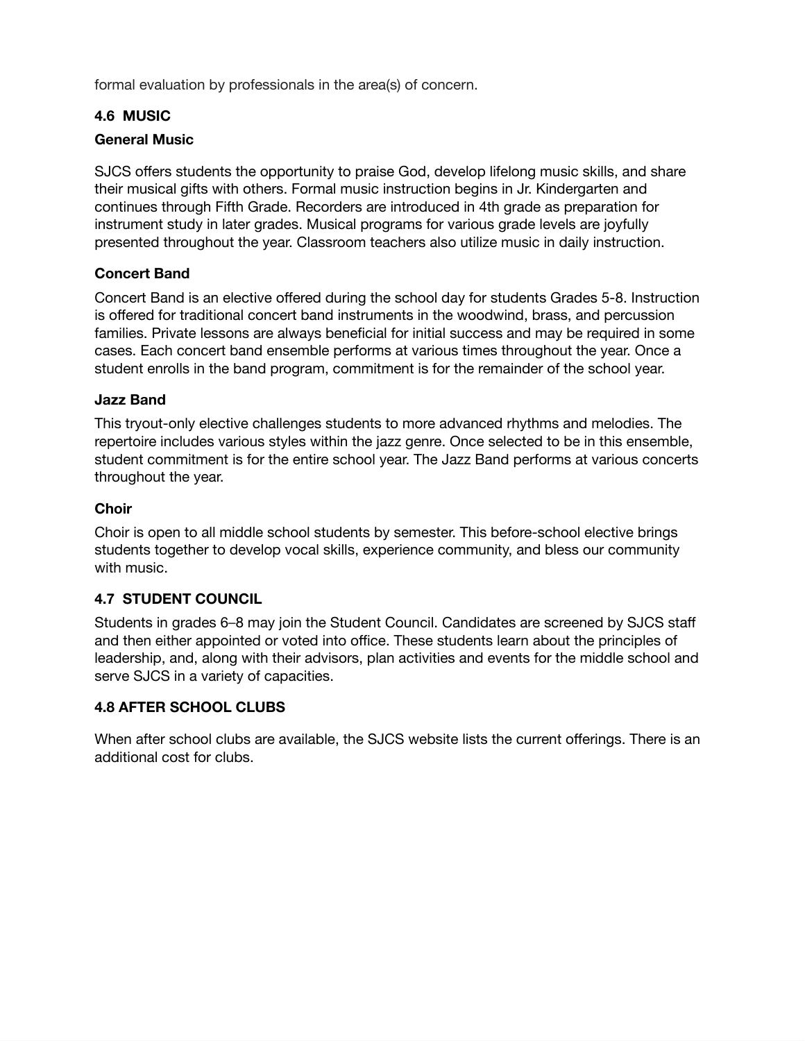formal evaluation by professionals in the area(s) of concern.

### 4.6 MUSIC

#### General Music

SJCS offers students the opportunity to praise God, develop lifelong music skills, and share their musical gifts with others. Formal music instruction begins in Jr. Kindergarten and continues through Fifth Grade. Recorders are introduced in 4th grade as preparation for instrument study in later grades. Musical programs for various grade levels are joyfully presented throughout the year. Classroom teachers also utilize music in daily instruction.

#### Concert Band

Concert Band is an elective offered during the school day for students Grades 5-8. Instruction is offered for traditional concert band instruments in the woodwind, brass, and percussion families. Private lessons are always beneficial for initial success and may be required in some cases. Each concert band ensemble performs at various times throughout the year. Once a student enrolls in the band program, commitment is for the remainder of the school year.

#### Jazz Band

This tryout-only elective challenges students to more advanced rhythms and melodies. The repertoire includes various styles within the jazz genre. Once selected to be in this ensemble, student commitment is for the entire school year. The Jazz Band performs at various concerts throughout the year.

#### Choir

Choir is open to all middle school students by semester. This before-school elective brings students together to develop vocal skills, experience community, and bless our community with music.

### 4.7 STUDENT COUNCIL

Students in grades 6–8 may join the Student Council. Candidates are screened by SJCS staff and then either appointed or voted into office. These students learn about the principles of leadership, and, along with their advisors, plan activities and events for the middle school and serve SJCS in a variety of capacities.

### 4.8 AFTER SCHOOL CLUBS

When after school clubs are available, the SJCS website lists the current offerings. There is an additional cost for clubs.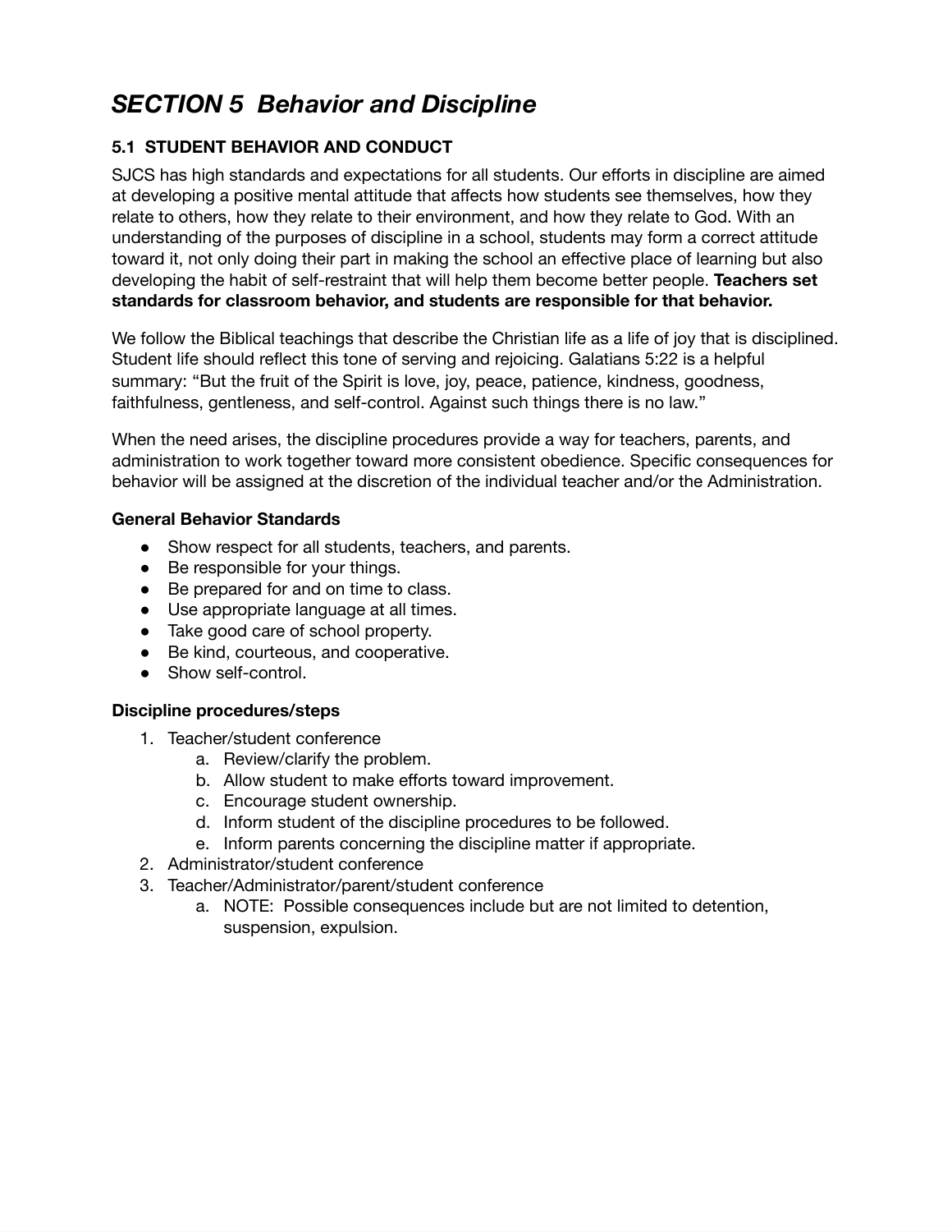# *SECTION 5 Behavior and Discipline*

## 5.1 STUDENT BEHAVIOR AND CONDUCT

SJCS has high standards and expectations for all students. Our efforts in discipline are aimed at developing a positive mental attitude that affects how students see themselves, how they relate to others, how they relate to their environment, and how they relate to God. With an understanding of the purposes of discipline in a school, students may form a correct attitude toward it, not only doing their part in making the school an effective place of learning but also developing the habit of self-restraint that will help them become better people. **Teachers set standards for classroom behavior, and students are responsible for that behavior.**

We follow the Biblical teachings that describe the Christian life as a life of joy that is disciplined. Student life should reflect this tone of serving and rejoicing. Galatians 5:22 is a helpful summary: "But the fruit of the Spirit is love, joy, peace, patience, kindness, goodness, faithfulness, gentleness, and self-control. Against such things there is no law."

When the need arises, the discipline procedures provide a way for teachers, parents, and administration to work together toward more consistent obedience. Specific consequences for behavior will be assigned at the discretion of the individual teacher and/or the Administration.

**General Behavior Standards**

- Show respect for all students, teachers, and parents.
- Be responsible for your things.
- Be prepared for and on time to class.
- Use appropriate language at all times.
- Take good care of school property.
- Be kind, courteous, and cooperative.
- Show self-control.

**Discipline procedures/steps**

1. Teacher/student conference
    a. Review/clarify the problem.
    b. Allow student to make efforts toward improvement.
    c. Encourage student ownership.
    d. Inform student of the discipline procedures to be followed.
    e. Inform parents concerning the discipline matter if appropriate.
2. Administrator/student conference
3. Teacher/Administrator/parent/student conference
    a. NOTE: Possible consequences include but are not limited to detention, suspension, expulsion.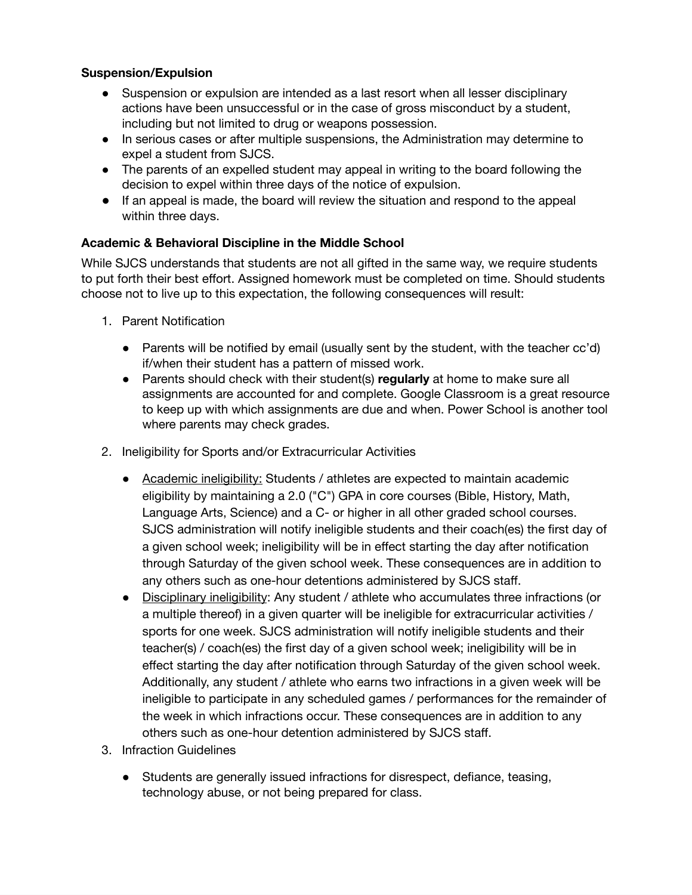**Suspension/Expulsion**

- Suspension or expulsion are intended as a last resort when all lesser disciplinary actions have been unsuccessful or in the case of gross misconduct by a student, including but not limited to drug or weapons possession.
- In serious cases or after multiple suspensions, the Administration may determine to expel a student from SJCS.
- The parents of an expelled student may appeal in writing to the board following the decision to expel within three days of the notice of expulsion.
- If an appeal is made, the board will review the situation and respond to the appeal within three days.

**Academic & Behavioral Discipline in the Middle School**

While SJCS understands that students are not all gifted in the same way, we require students to put forth their best effort. Assigned homework must be completed on time. Should students choose not to live up to this expectation, the following consequences will result:

1. Parent Notification
   - Parents will be notified by email (usually sent by the student, with the teacher cc'd) if/when their student has a pattern of missed work.
   - Parents should check with their student(s) **regularly** at home to make sure all assignments are accounted for and complete. Google Classroom is a great resource to keep up with which assignments are due and when. Power School is another tool where parents may check grades.
2. Ineligibility for Sports and/or Extracurricular Activities
   - <u>Academic ineligibility:</u> Students / athletes are expected to maintain academic eligibility by maintaining a 2.0 ("C") GPA in core courses (Bible, History, Math, Language Arts, Science) and a C- or higher in all other graded school courses. SJCS administration will notify ineligible students and their coach(es) the first day of a given school week; ineligibility will be in effect starting the day after notification through Saturday of the given school week. These consequences are in addition to any others such as one-hour detentions administered by SJCS staff.
   - <u>Disciplinary ineligibility</u>: Any student / athlete who accumulates three infractions (or a multiple thereof) in a given quarter will be ineligible for extracurricular activities / sports for one week. SJCS administration will notify ineligible students and their teacher(s) / coach(es) the first day of a given school week; ineligibility will be in effect starting the day after notification through Saturday of the given school week. Additionally, any student / athlete who earns two infractions in a given week will be ineligible to participate in any scheduled games / performances for the remainder of the week in which infractions occur. These consequences are in addition to any others such as one-hour detention administered by SJCS staff.
3. Infraction Guidelines
   - Students are generally issued infractions for disrespect, defiance, teasing, technology abuse, or not being prepared for class.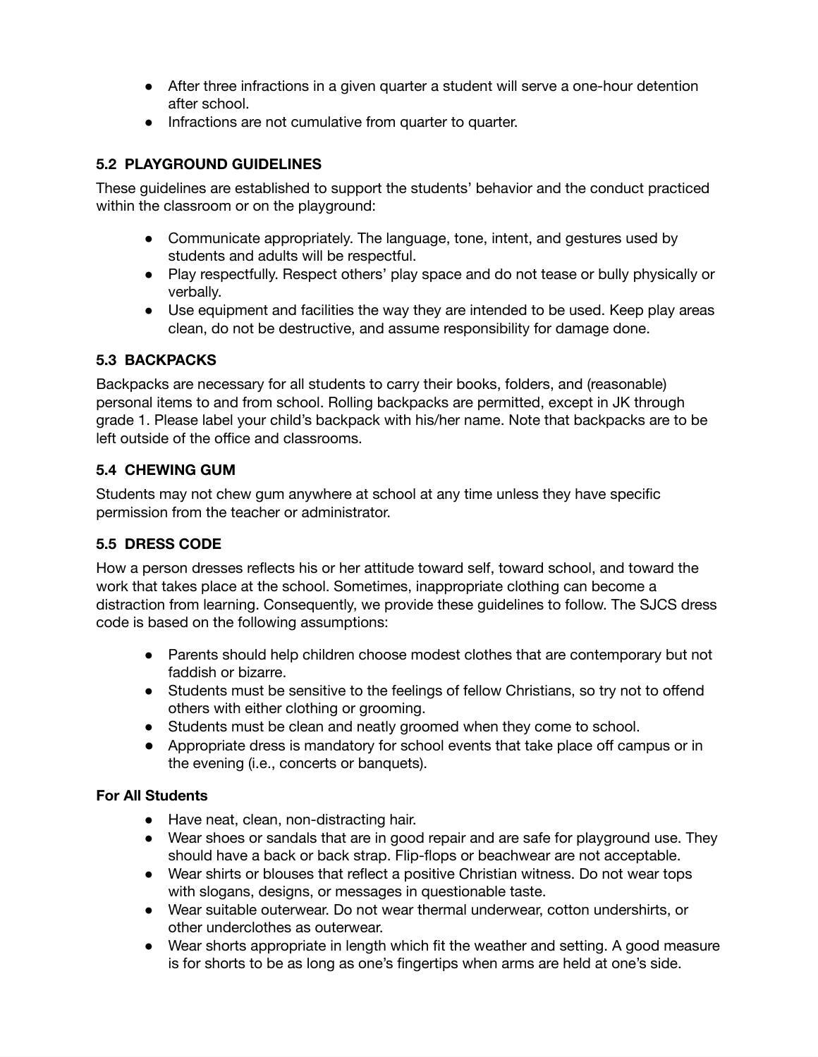- After three infractions in a given quarter a student will serve a one-hour detention after school.
- Infractions are not cumulative from quarter to quarter.

### 5.2 PLAYGROUND GUIDELINES

These guidelines are established to support the students' behavior and the conduct practiced within the classroom or on the playground:

- Communicate appropriately. The language, tone, intent, and gestures used by students and adults will be respectful.
- Play respectfully. Respect others' play space and do not tease or bully physically or verbally.
- Use equipment and facilities the way they are intended to be used. Keep play areas clean, do not be destructive, and assume responsibility for damage done.

### 5.3 BACKPACKS

Backpacks are necessary for all students to carry their books, folders, and (reasonable) personal items to and from school. Rolling backpacks are permitted, except in JK through grade 1. Please label your child's backpack with his/her name. Note that backpacks are to be left outside of the office and classrooms.

### 5.4 CHEWING GUM

Students may not chew gum anywhere at school at any time unless they have specific permission from the teacher or administrator.

### 5.5 DRESS CODE

How a person dresses reflects his or her attitude toward self, toward school, and toward the work that takes place at the school. Sometimes, inappropriate clothing can become a distraction from learning. Consequently, we provide these guidelines to follow. The SJCS dress code is based on the following assumptions:

- Parents should help children choose modest clothes that are contemporary but not faddish or bizarre.
- Students must be sensitive to the feelings of fellow Christians, so try not to offend others with either clothing or grooming.
- Students must be clean and neatly groomed when they come to school.
- Appropriate dress is mandatory for school events that take place off campus or in the evening (i.e., concerts or banquets).

**For All Students**

- Have neat, clean, non-distracting hair.
- Wear shoes or sandals that are in good repair and are safe for playground use. They should have a back or back strap. Flip-flops or beachwear are not acceptable.
- Wear shirts or blouses that reflect a positive Christian witness. Do not wear tops with slogans, designs, or messages in questionable taste.
- Wear suitable outerwear. Do not wear thermal underwear, cotton undershirts, or other underclothes as outerwear.
- Wear shorts appropriate in length which fit the weather and setting. A good measure is for shorts to be as long as one's fingertips when arms are held at one's side.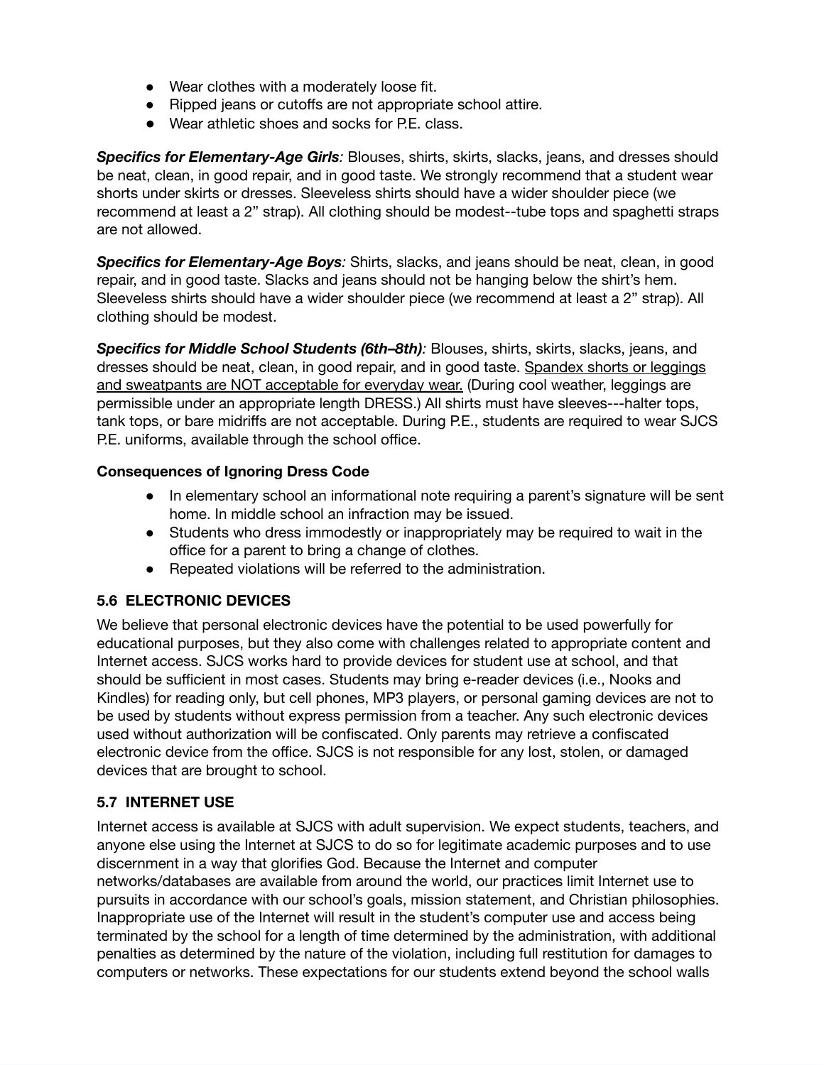- Wear clothes with a moderately loose fit.
- Ripped jeans or cutoffs are not appropriate school attire.
- Wear athletic shoes and socks for P.E. class.

***Specifics for Elementary-Age Girls**:* Blouses, shirts, skirts, slacks, jeans, and dresses should be neat, clean, in good repair, and in good taste. We strongly recommend that a student wear shorts under skirts or dresses. Sleeveless shirts should have a wider shoulder piece (we recommend at least a 2" strap). All clothing should be modest--tube tops and spaghetti straps are not allowed.

***Specifics for Elementary-Age Boys**:* Shirts, slacks, and jeans should be neat, clean, in good repair, and in good taste. Slacks and jeans should not be hanging below the shirt's hem. Sleeveless shirts should have a wider shoulder piece (we recommend at least a 2" strap). All clothing should be modest.

***Specifics for Middle School Students (6th–8th)**:* Blouses, shirts, skirts, slacks, jeans, and dresses should be neat, clean, in good repair, and in good taste. <u>Spandex shorts or leggings and sweatpants are NOT acceptable for everyday wear.</u> (During cool weather, leggings are permissible under an appropriate length DRESS.) All shirts must have sleeves---halter tops, tank tops, or bare midriffs are not acceptable. During P.E., students are required to wear SJCS P.E. uniforms, available through the school office.

**Consequences of Ignoring Dress Code**

- In elementary school an informational note requiring a parent's signature will be sent home. In middle school an infraction may be issued.
- Students who dress immodestly or inappropriately may be required to wait in the office for a parent to bring a change of clothes.
- Repeated violations will be referred to the administration.

### 5.6 ELECTRONIC DEVICES

We believe that personal electronic devices have the potential to be used powerfully for educational purposes, but they also come with challenges related to appropriate content and Internet access. SJCS works hard to provide devices for student use at school, and that should be sufficient in most cases. Students may bring e-reader devices (i.e., Nooks and Kindles) for reading only, but cell phones, MP3 players, or personal gaming devices are not to be used by students without express permission from a teacher. Any such electronic devices used without authorization will be confiscated. Only parents may retrieve a confiscated electronic device from the office. SJCS is not responsible for any lost, stolen, or damaged devices that are brought to school.

### 5.7 INTERNET USE

Internet access is available at SJCS with adult supervision. We expect students, teachers, and anyone else using the Internet at SJCS to do so for legitimate academic purposes and to use discernment in a way that glorifies God. Because the Internet and computer networks/databases are available from around the world, our practices limit Internet use to pursuits in accordance with our school's goals, mission statement, and Christian philosophies. Inappropriate use of the Internet will result in the student's computer use and access being terminated by the school for a length of time determined by the administration, with additional penalties as determined by the nature of the violation, including full restitution for damages to computers or networks. These expectations for our students extend beyond the school walls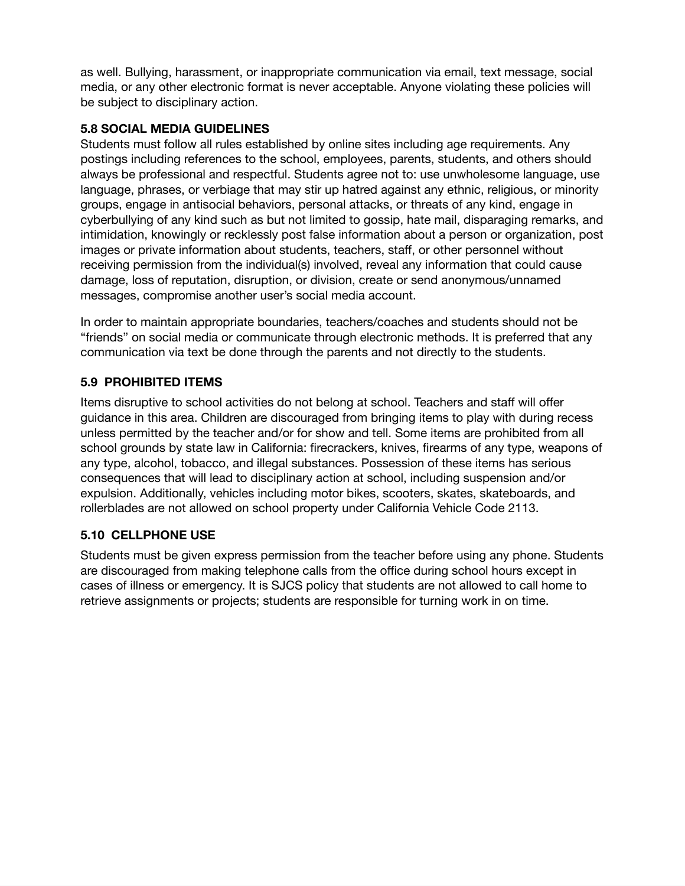as well. Bullying, harassment, or inappropriate communication via email, text message, social media, or any other electronic format is never acceptable. Anyone violating these policies will be subject to disciplinary action.

### 5.8 SOCIAL MEDIA GUIDELINES

Students must follow all rules established by online sites including age requirements. Any postings including references to the school, employees, parents, students, and others should always be professional and respectful. Students agree not to: use unwholesome language, use language, phrases, or verbiage that may stir up hatred against any ethnic, religious, or minority groups, engage in antisocial behaviors, personal attacks, or threats of any kind, engage in cyberbullying of any kind such as but not limited to gossip, hate mail, disparaging remarks, and intimidation, knowingly or recklessly post false information about a person or organization, post images or private information about students, teachers, staff, or other personnel without receiving permission from the individual(s) involved, reveal any information that could cause damage, loss of reputation, disruption, or division, create or send anonymous/unnamed messages, compromise another user's social media account.

In order to maintain appropriate boundaries, teachers/coaches and students should not be "friends" on social media or communicate through electronic methods. It is preferred that any communication via text be done through the parents and not directly to the students.

### 5.9 PROHIBITED ITEMS

Items disruptive to school activities do not belong at school. Teachers and staff will offer guidance in this area. Children are discouraged from bringing items to play with during recess unless permitted by the teacher and/or for show and tell. Some items are prohibited from all school grounds by state law in California: firecrackers, knives, firearms of any type, weapons of any type, alcohol, tobacco, and illegal substances. Possession of these items has serious consequences that will lead to disciplinary action at school, including suspension and/or expulsion. Additionally, vehicles including motor bikes, scooters, skates, skateboards, and rollerblades are not allowed on school property under California Vehicle Code 2113.

### 5.10 CELLPHONE USE

Students must be given express permission from the teacher before using any phone. Students are discouraged from making telephone calls from the office during school hours except in cases of illness or emergency. It is SJCS policy that students are not allowed to call home to retrieve assignments or projects; students are responsible for turning work in on time.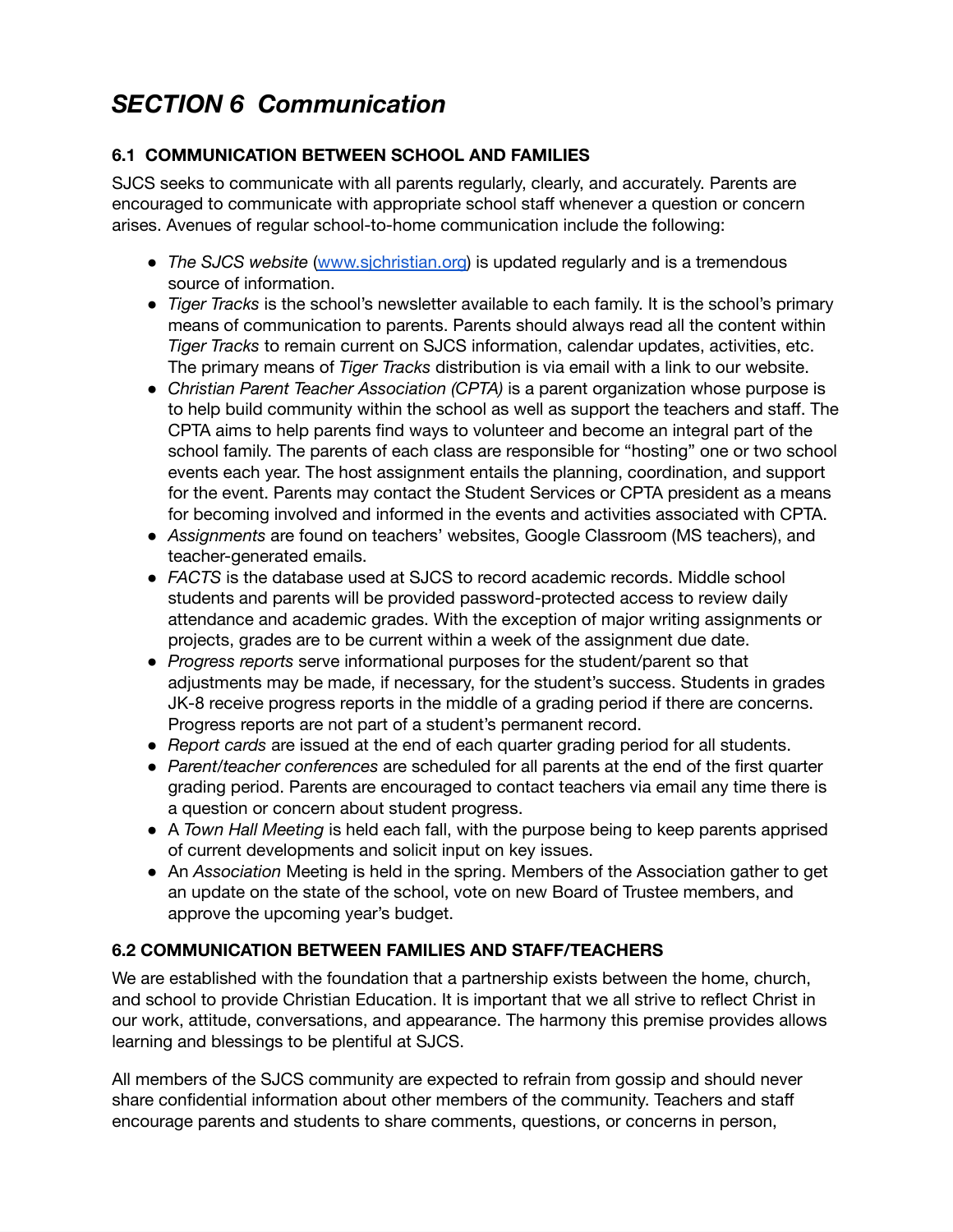# *SECTION 6 Communication*

### 6.1 COMMUNICATION BETWEEN SCHOOL AND FAMILIES

SJCS seeks to communicate with all parents regularly, clearly, and accurately. Parents are encouraged to communicate with appropriate school staff whenever a question or concern arises. Avenues of regular school-to-home communication include the following:

- *The SJCS website* ([www.sjchristian.org](http://www.sjchristian.org)) is updated regularly and is a tremendous source of information.
- *Tiger Tracks* is the school's newsletter available to each family. It is the school's primary means of communication to parents. Parents should always read all the content within *Tiger Tracks* to remain current on SJCS information, calendar updates, activities, etc. The primary means of *Tiger Tracks* distribution is via email with a link to our website.
- *Christian Parent Teacher Association (CPTA)* is a parent organization whose purpose is to help build community within the school as well as support the teachers and staff. The CPTA aims to help parents find ways to volunteer and become an integral part of the school family. The parents of each class are responsible for "hosting" one or two school events each year. The host assignment entails the planning, coordination, and support for the event. Parents may contact the Student Services or CPTA president as a means for becoming involved and informed in the events and activities associated with CPTA.
- *Assignments* are found on teachers' websites, Google Classroom (MS teachers), and teacher-generated emails.
- *FACTS* is the database used at SJCS to record academic records. Middle school students and parents will be provided password-protected access to review daily attendance and academic grades. With the exception of major writing assignments or projects, grades are to be current within a week of the assignment due date.
- *Progress reports* serve informational purposes for the student/parent so that adjustments may be made, if necessary, for the student's success. Students in grades JK-8 receive progress reports in the middle of a grading period if there are concerns. Progress reports are not part of a student's permanent record.
- *Report cards* are issued at the end of each quarter grading period for all students.
- *Parent/teacher conferences* are scheduled for all parents at the end of the first quarter grading period. Parents are encouraged to contact teachers via email any time there is a question or concern about student progress.
- A *Town Hall Meeting* is held each fall, with the purpose being to keep parents apprised of current developments and solicit input on key issues.
- An *Association* Meeting is held in the spring. Members of the Association gather to get an update on the state of the school, vote on new Board of Trustee members, and approve the upcoming year's budget.

### 6.2 COMMUNICATION BETWEEN FAMILIES AND STAFF/TEACHERS

We are established with the foundation that a partnership exists between the home, church, and school to provide Christian Education. It is important that we all strive to reflect Christ in our work, attitude, conversations, and appearance. The harmony this premise provides allows learning and blessings to be plentiful at SJCS.

All members of the SJCS community are expected to refrain from gossip and should never share confidential information about other members of the community. Teachers and staff encourage parents and students to share comments, questions, or concerns in person,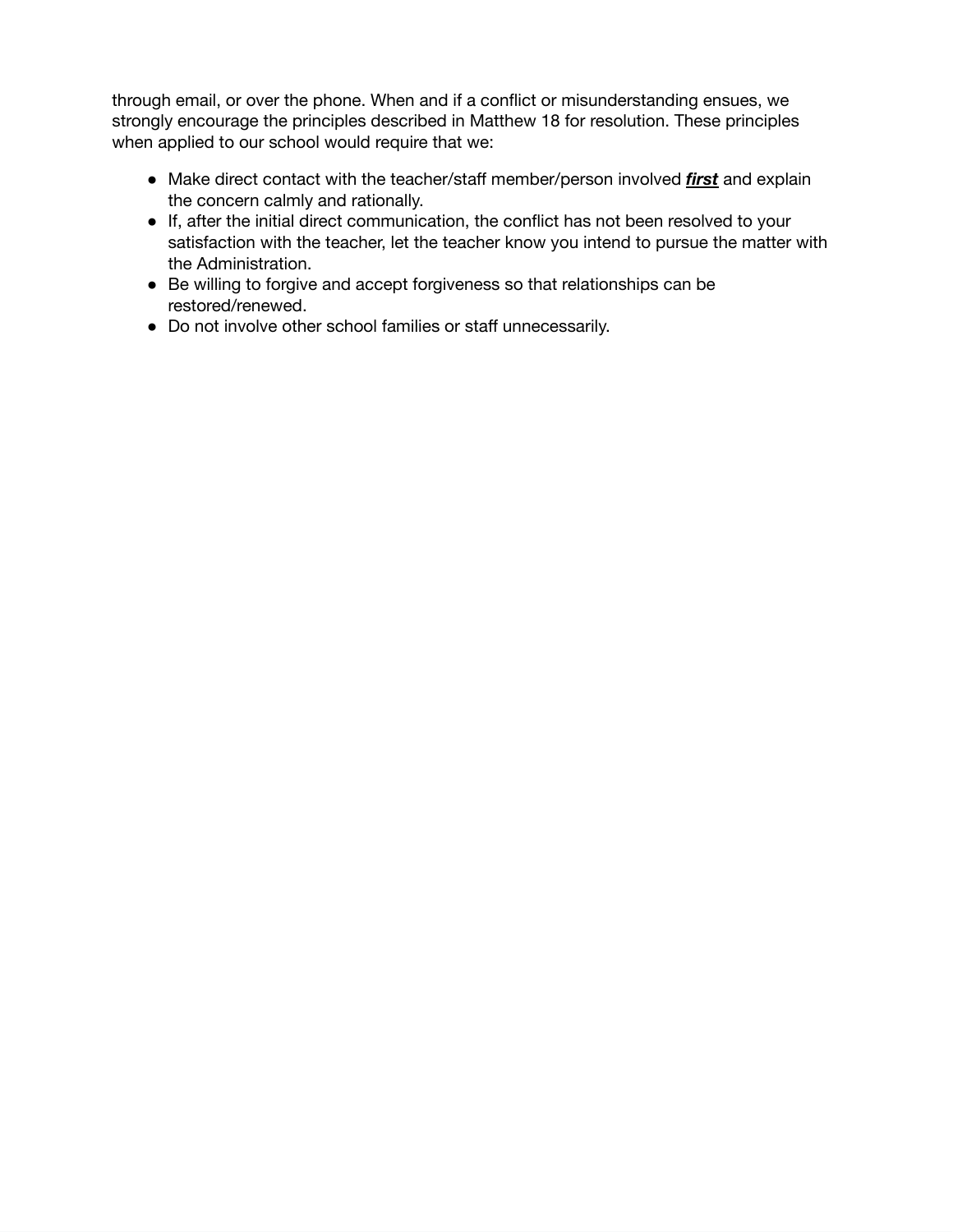through email, or over the phone. When and if a conflict or misunderstanding ensues, we strongly encourage the principles described in Matthew 18 for resolution. These principles when applied to our school would require that we:

- Make direct contact with the teacher/staff member/person involved ***<u>first</u>*** and explain the concern calmly and rationally.
- If, after the initial direct communication, the conflict has not been resolved to your satisfaction with the teacher, let the teacher know you intend to pursue the matter with the Administration.
- Be willing to forgive and accept forgiveness so that relationships can be restored/renewed.
- Do not involve other school families or staff unnecessarily.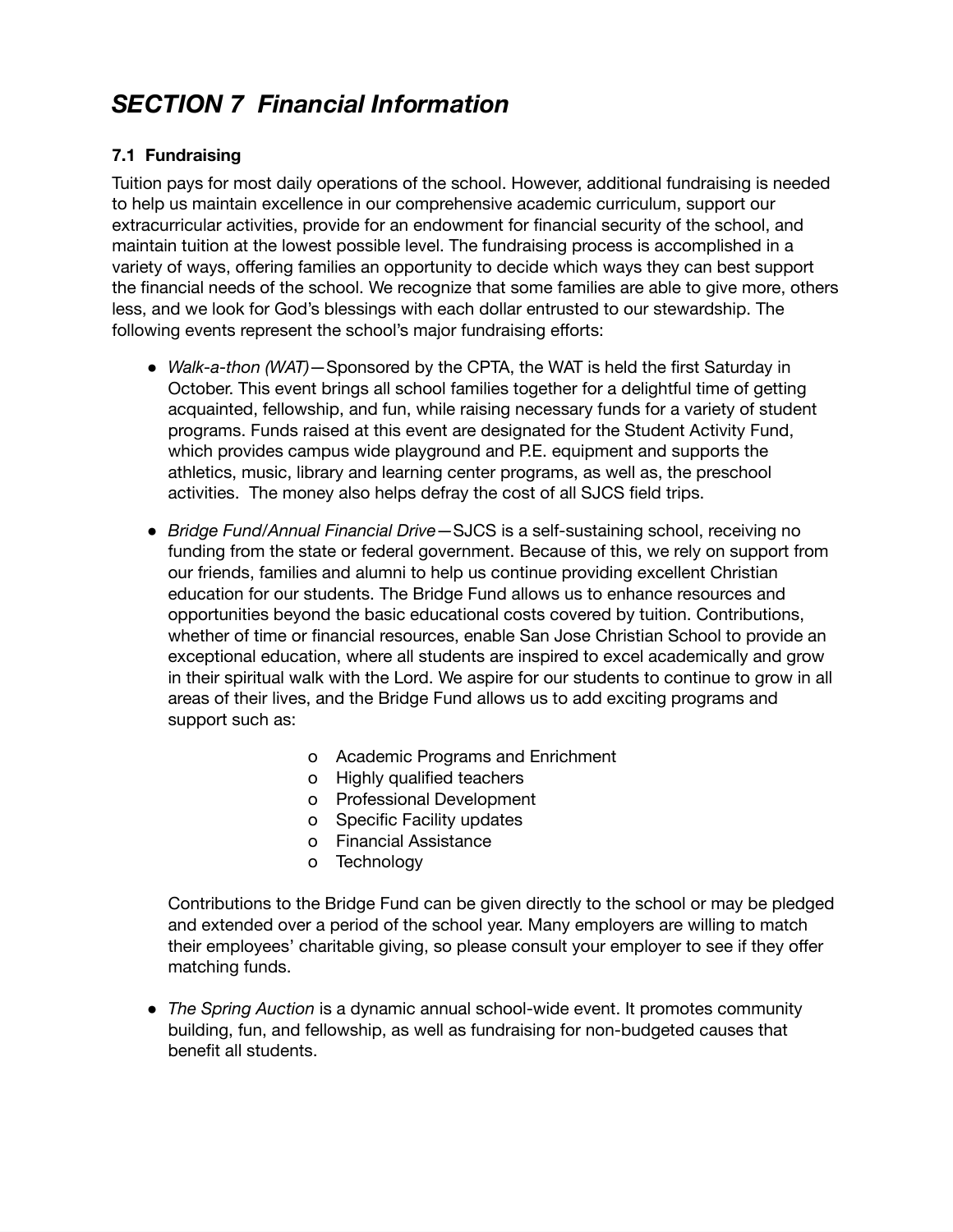# *SECTION 7 Financial Information*

### 7.1 Fundraising

Tuition pays for most daily operations of the school. However, additional fundraising is needed to help us maintain excellence in our comprehensive academic curriculum, support our extracurricular activities, provide for an endowment for financial security of the school, and maintain tuition at the lowest possible level. The fundraising process is accomplished in a variety of ways, offering families an opportunity to decide which ways they can best support the financial needs of the school. We recognize that some families are able to give more, others less, and we look for God's blessings with each dollar entrusted to our stewardship. The following events represent the school's major fundraising efforts:

- *Walk-a-thon (WAT)*—Sponsored by the CPTA, the WAT is held the first Saturday in October. This event brings all school families together for a delightful time of getting acquainted, fellowship, and fun, while raising necessary funds for a variety of student programs. Funds raised at this event are designated for the Student Activity Fund, which provides campus wide playground and P.E. equipment and supports the athletics, music, library and learning center programs, as well as, the preschool activities. The money also helps defray the cost of all SJCS field trips.

- *Bridge Fund/Annual Financial Drive*—SJCS is a self-sustaining school, receiving no funding from the state or federal government. Because of this, we rely on support from our friends, families and alumni to help us continue providing excellent Christian education for our students. The Bridge Fund allows us to enhance resources and opportunities beyond the basic educational costs covered by tuition. Contributions, whether of time or financial resources, enable San Jose Christian School to provide an exceptional education, where all students are inspired to excel academically and grow in their spiritual walk with the Lord. We aspire for our students to continue to grow in all areas of their lives, and the Bridge Fund allows us to add exciting programs and support such as:

  - Academic Programs and Enrichment
  - Highly qualified teachers
  - Professional Development
  - Specific Facility updates
  - Financial Assistance
  - Technology

  Contributions to the Bridge Fund can be given directly to the school or may be pledged and extended over a period of the school year. Many employers are willing to match their employees' charitable giving, so please consult your employer to see if they offer matching funds.

- *The Spring Auction* is a dynamic annual school-wide event. It promotes community building, fun, and fellowship, as well as fundraising for non-budgeted causes that benefit all students.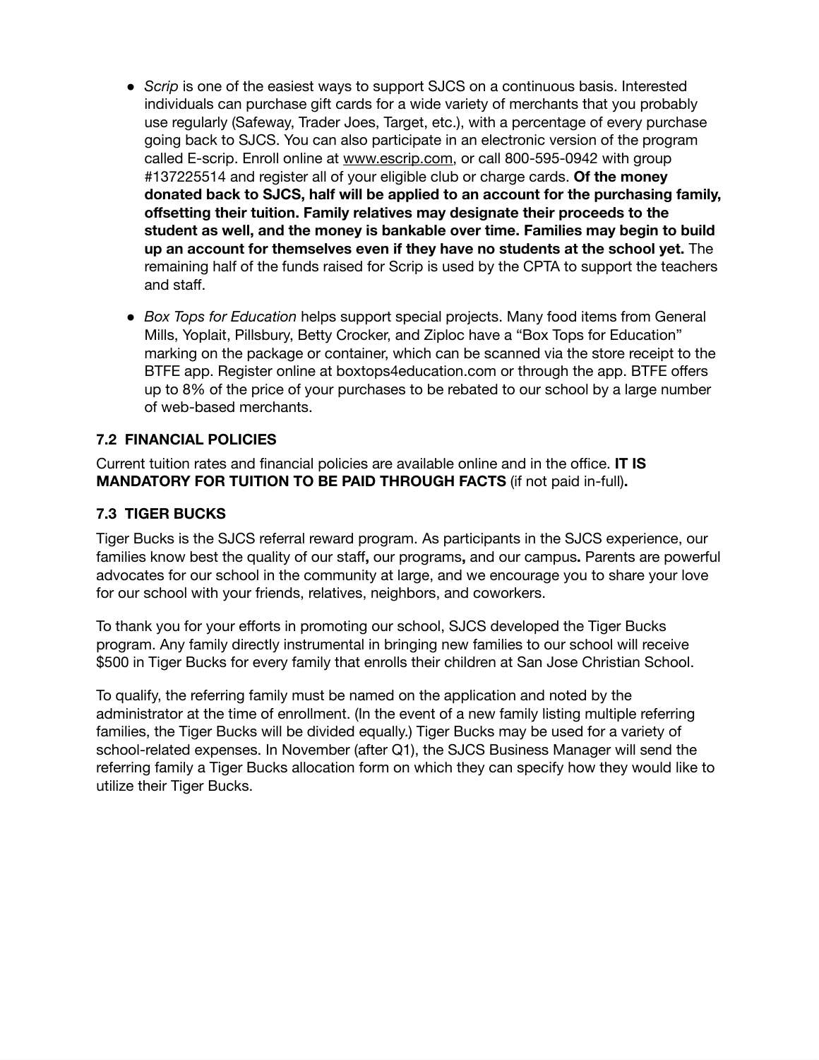- *Scrip* is one of the easiest ways to support SJCS on a continuous basis. Interested individuals can purchase gift cards for a wide variety of merchants that you probably use regularly (Safeway, Trader Joes, Target, etc.), with a percentage of every purchase going back to SJCS. You can also participate in an electronic version of the program called E-scrip. Enroll online at www.escrip.com, or call 800-595-0942 with group #137225514 and register all of your eligible club or charge cards. **Of the money donated back to SJCS, half will be applied to an account for the purchasing family, offsetting their tuition. Family relatives may designate their proceeds to the student as well, and the money is bankable over time. Families may begin to build up an account for themselves even if they have no students at the school yet.** The remaining half of the funds raised for Scrip is used by the CPTA to support the teachers and staff.

- *Box Tops for Education* helps support special projects. Many food items from General Mills, Yoplait, Pillsbury, Betty Crocker, and Ziploc have a "Box Tops for Education" marking on the package or container, which can be scanned via the store receipt to the BTFE app. Register online at boxtops4education.com or through the app. BTFE offers up to 8% of the price of your purchases to be rebated to our school by a large number of web-based merchants.

### 7.2 FINANCIAL POLICIES

Current tuition rates and financial policies are available online and in the office. **IT IS MANDATORY FOR TUITION TO BE PAID THROUGH FACTS** (if not paid in-full)**.**

### 7.3 TIGER BUCKS

Tiger Bucks is the SJCS referral reward program. As participants in the SJCS experience, our families know best the quality of our staff**,** our programs**,** and our campus**.** Parents are powerful advocates for our school in the community at large, and we encourage you to share your love for our school with your friends, relatives, neighbors, and coworkers.

To thank you for your efforts in promoting our school, SJCS developed the Tiger Bucks program. Any family directly instrumental in bringing new families to our school will receive $500 in Tiger Bucks for every family that enrolls their children at San Jose Christian School.

To qualify, the referring family must be named on the application and noted by the administrator at the time of enrollment. (In the event of a new family listing multiple referring families, the Tiger Bucks will be divided equally.) Tiger Bucks may be used for a variety of school-related expenses. In November (after Q1), the SJCS Business Manager will send the referring family a Tiger Bucks allocation form on which they can specify how they would like to utilize their Tiger Bucks.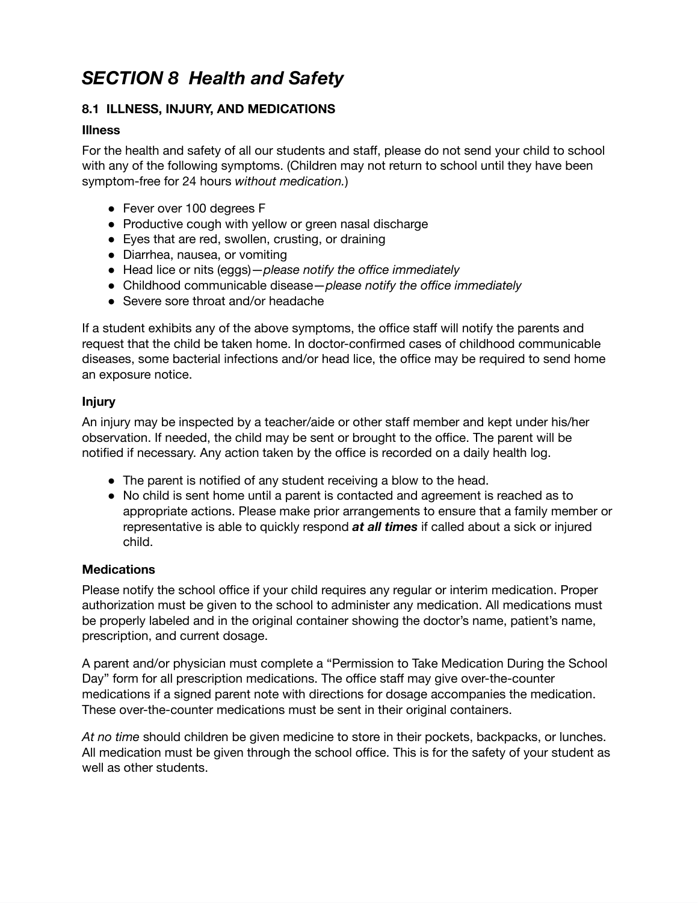# *SECTION 8 Health and Safety*

## 8.1 ILLNESS, INJURY, AND MEDICATIONS

### Illness

For the health and safety of all our students and staff, please do not send your child to school with any of the following symptoms. (Children may not return to school until they have been symptom-free for 24 hours *without medication.*)

- Fever over 100 degrees F
- Productive cough with yellow or green nasal discharge
- Eyes that are red, swollen, crusting, or draining
- Diarrhea, nausea, or vomiting
- Head lice or nits (eggs)—*please notify the office immediately*
- Childhood communicable disease—*please notify the office immediately*
- Severe sore throat and/or headache

If a student exhibits any of the above symptoms, the office staff will notify the parents and request that the child be taken home. In doctor-confirmed cases of childhood communicable diseases, some bacterial infections and/or head lice, the office may be required to send home an exposure notice.

### Injury

An injury may be inspected by a teacher/aide or other staff member and kept under his/her observation. If needed, the child may be sent or brought to the office. The parent will be notified if necessary. Any action taken by the office is recorded on a daily health log.

- The parent is notified of any student receiving a blow to the head.
- No child is sent home until a parent is contacted and agreement is reached as to appropriate actions. Please make prior arrangements to ensure that a family member or representative is able to quickly respond ***at all times*** if called about a sick or injured child.

### Medications

Please notify the school office if your child requires any regular or interim medication. Proper authorization must be given to the school to administer any medication. All medications must be properly labeled and in the original container showing the doctor's name, patient's name, prescription, and current dosage.

A parent and/or physician must complete a "Permission to Take Medication During the School Day" form for all prescription medications. The office staff may give over-the-counter medications if a signed parent note with directions for dosage accompanies the medication. These over-the-counter medications must be sent in their original containers.

*At no time* should children be given medicine to store in their pockets, backpacks, or lunches. All medication must be given through the school office. This is for the safety of your student as well as other students.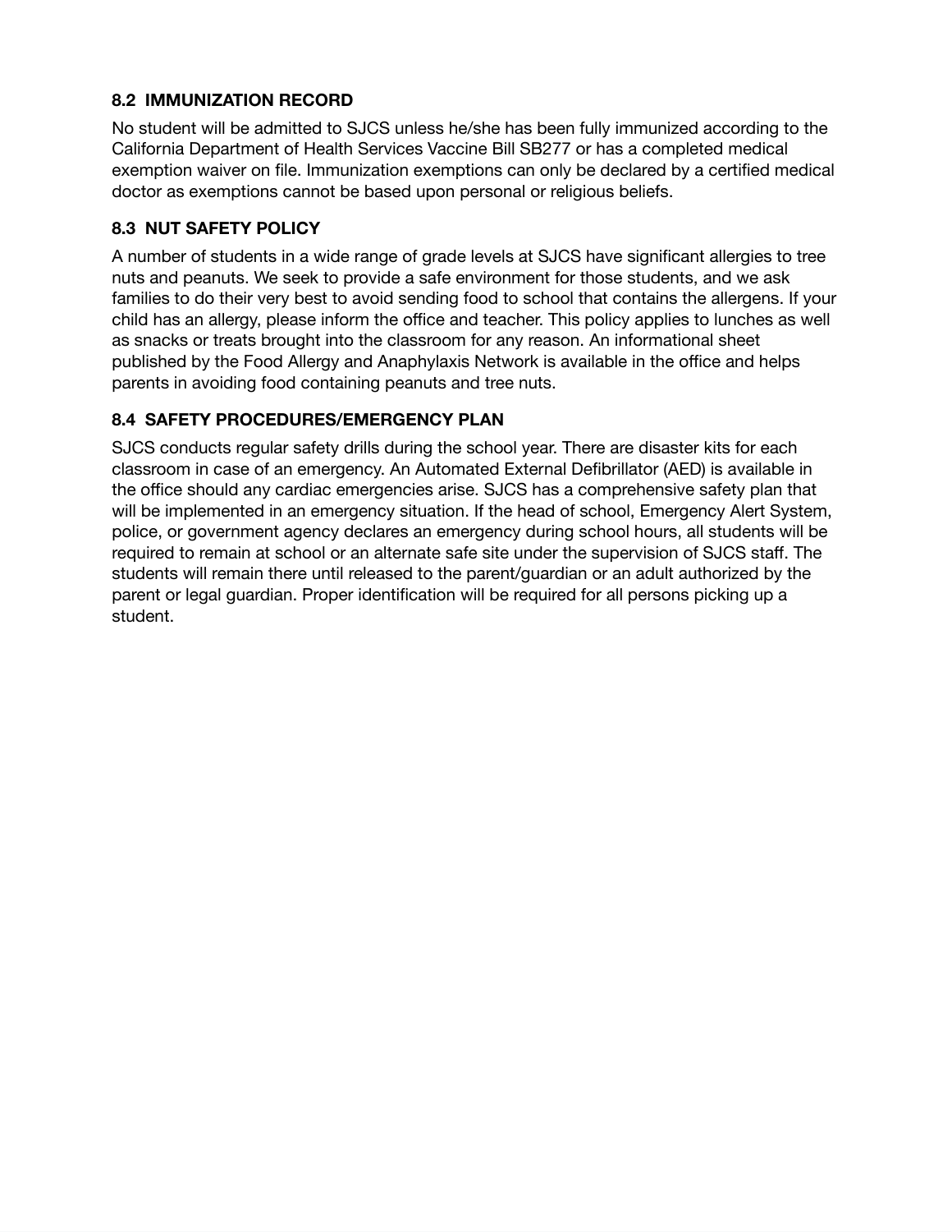### 8.2 IMMUNIZATION RECORD

No student will be admitted to SJCS unless he/she has been fully immunized according to the California Department of Health Services Vaccine Bill SB277 or has a completed medical exemption waiver on file. Immunization exemptions can only be declared by a certified medical doctor as exemptions cannot be based upon personal or religious beliefs.

### 8.3 NUT SAFETY POLICY

A number of students in a wide range of grade levels at SJCS have significant allergies to tree nuts and peanuts. We seek to provide a safe environment for those students, and we ask families to do their very best to avoid sending food to school that contains the allergens. If your child has an allergy, please inform the office and teacher. This policy applies to lunches as well as snacks or treats brought into the classroom for any reason. An informational sheet published by the Food Allergy and Anaphylaxis Network is available in the office and helps parents in avoiding food containing peanuts and tree nuts.

### 8.4 SAFETY PROCEDURES/EMERGENCY PLAN

SJCS conducts regular safety drills during the school year. There are disaster kits for each classroom in case of an emergency. An Automated External Defibrillator (AED) is available in the office should any cardiac emergencies arise. SJCS has a comprehensive safety plan that will be implemented in an emergency situation. If the head of school, Emergency Alert System, police, or government agency declares an emergency during school hours, all students will be required to remain at school or an alternate safe site under the supervision of SJCS staff. The students will remain there until released to the parent/guardian or an adult authorized by the parent or legal guardian. Proper identification will be required for all persons picking up a student.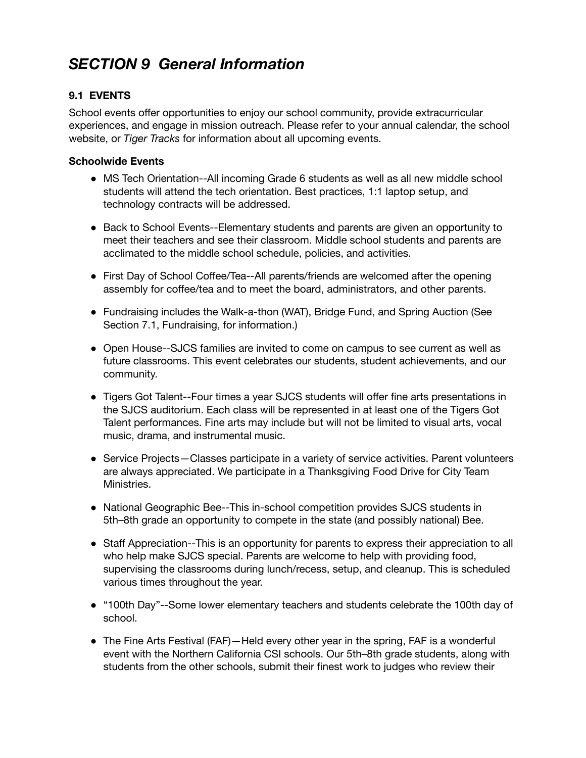# *SECTION 9 General Information*

### 9.1 EVENTS

School events offer opportunities to enjoy our school community, provide extracurricular experiences, and engage in mission outreach. Please refer to your annual calendar, the school website, or *Tiger Tracks* for information about all upcoming events.

**Schoolwide Events**

- MS Tech Orientation--All incoming Grade 6 students as well as all new middle school students will attend the tech orientation. Best practices, 1:1 laptop setup, and technology contracts will be addressed.
- Back to School Events--Elementary students and parents are given an opportunity to meet their teachers and see their classroom. Middle school students and parents are acclimated to the middle school schedule, policies, and activities.
- First Day of School Coffee/Tea--All parents/friends are welcomed after the opening assembly for coffee/tea and to meet the board, administrators, and other parents.
- Fundraising includes the Walk-a-thon (WAT), Bridge Fund, and Spring Auction (See Section 7.1, Fundraising, for information.)
- Open House--SJCS families are invited to come on campus to see current as well as future classrooms. This event celebrates our students, student achievements, and our community.
- Tigers Got Talent--Four times a year SJCS students will offer fine arts presentations in the SJCS auditorium. Each class will be represented in at least one of the Tigers Got Talent performances. Fine arts may include but will not be limited to visual arts, vocal music, drama, and instrumental music.
- Service Projects—Classes participate in a variety of service activities. Parent volunteers are always appreciated. We participate in a Thanksgiving Food Drive for City Team Ministries.
- National Geographic Bee--This in-school competition provides SJCS students in 5th–8th grade an opportunity to compete in the state (and possibly national) Bee.
- Staff Appreciation--This is an opportunity for parents to express their appreciation to all who help make SJCS special. Parents are welcome to help with providing food, supervising the classrooms during lunch/recess, setup, and cleanup. This is scheduled various times throughout the year.
- "100th Day"--Some lower elementary teachers and students celebrate the 100th day of school.
- The Fine Arts Festival (FAF)—Held every other year in the spring, FAF is a wonderful event with the Northern California CSI schools. Our 5th–8th grade students, along with students from the other schools, submit their finest work to judges who review their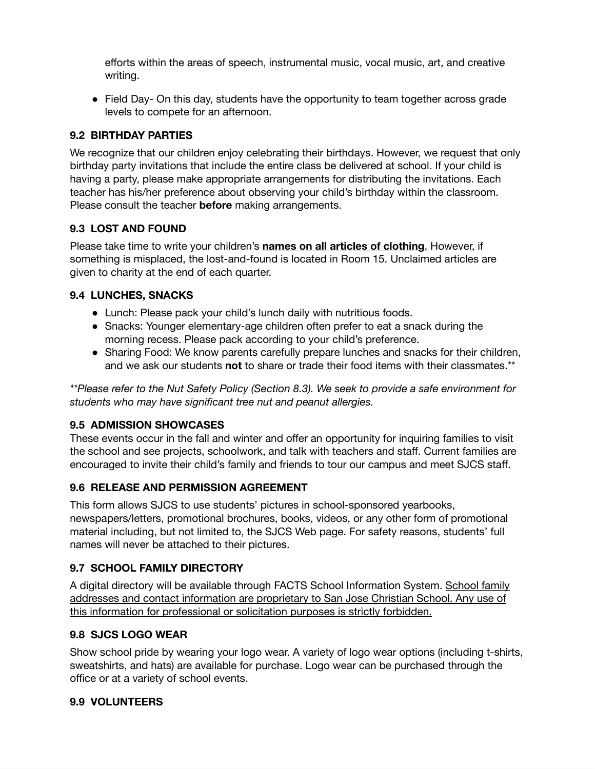efforts within the areas of speech, instrumental music, vocal music, art, and creative writing.

- Field Day- On this day, students have the opportunity to team together across grade levels to compete for an afternoon.

### 9.2 BIRTHDAY PARTIES

We recognize that our children enjoy celebrating their birthdays. However, we request that only birthday party invitations that include the entire class be delivered at school. If your child is having a party, please make appropriate arrangements for distributing the invitations. Each teacher has his/her preference about observing your child's birthday within the classroom. Please consult the teacher **before** making arrangements.

### 9.3 LOST AND FOUND

Please take time to write your children's **names on all articles of clothing**. However, if something is misplaced, the lost-and-found is located in Room 15. Unclaimed articles are given to charity at the end of each quarter.

### 9.4 LUNCHES, SNACKS

- Lunch: Please pack your child's lunch daily with nutritious foods.
- Snacks: Younger elementary-age children often prefer to eat a snack during the morning recess. Please pack according to your child's preference.
- Sharing Food: We know parents carefully prepare lunches and snacks for their children, and we ask our students **not** to share or trade their food items with their classmates.**

*\*\*Please refer to the Nut Safety Policy (Section 8.3). We seek to provide a safe environment for students who may have significant tree nut and peanut allergies.*

### 9.5 ADMISSION SHOWCASES

These events occur in the fall and winter and offer an opportunity for inquiring families to visit the school and see projects, schoolwork, and talk with teachers and staff. Current families are encouraged to invite their child's family and friends to tour our campus and meet SJCS staff.

### 9.6 RELEASE AND PERMISSION AGREEMENT

This form allows SJCS to use students' pictures in school-sponsored yearbooks, newspapers/letters, promotional brochures, books, videos, or any other form of promotional material including, but not limited to, the SJCS Web page. For safety reasons, students' full names will never be attached to their pictures.

### 9.7 SCHOOL FAMILY DIRECTORY

A digital directory will be available through FACTS School Information System. <u>School family addresses and contact information are proprietary to San Jose Christian School. Any use of this information for professional or solicitation purposes is strictly forbidden.</u>

### 9.8 SJCS LOGO WEAR

Show school pride by wearing your logo wear. A variety of logo wear options (including t-shirts, sweatshirts, and hats) are available for purchase. Logo wear can be purchased through the office or at a variety of school events.

### 9.9 VOLUNTEERS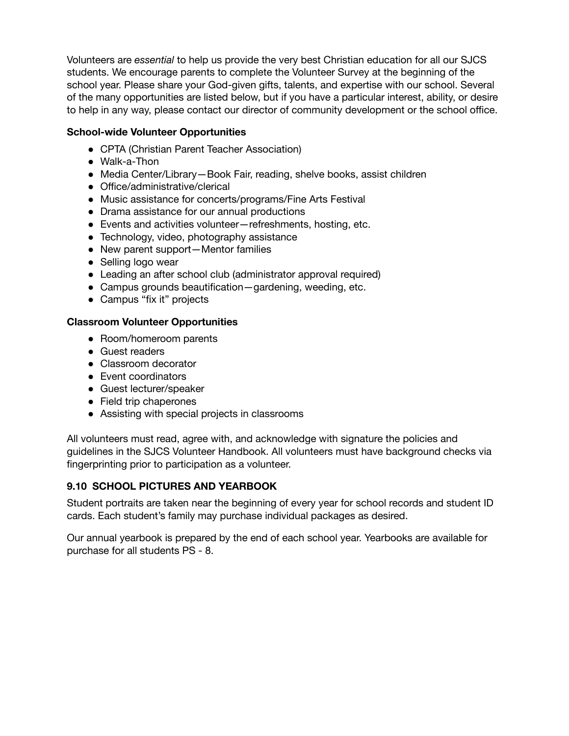Volunteers are *essential* to help us provide the very best Christian education for all our SJCS students. We encourage parents to complete the Volunteer Survey at the beginning of the school year. Please share your God-given gifts, talents, and expertise with our school. Several of the many opportunities are listed below, but if you have a particular interest, ability, or desire to help in any way, please contact our director of community development or the school office.

**School-wide Volunteer Opportunities**

- CPTA (Christian Parent Teacher Association)
- Walk-a-Thon
- Media Center/Library—Book Fair, reading, shelve books, assist children
- Office/administrative/clerical
- Music assistance for concerts/programs/Fine Arts Festival
- Drama assistance for our annual productions
- Events and activities volunteer—refreshments, hosting, etc.
- Technology, video, photography assistance
- New parent support—Mentor families
- Selling logo wear
- Leading an after school club (administrator approval required)
- Campus grounds beautification—gardening, weeding, etc.
- Campus "fix it" projects

**Classroom Volunteer Opportunities**

- Room/homeroom parents
- Guest readers
- Classroom decorator
- Event coordinators
- Guest lecturer/speaker
- Field trip chaperones
- Assisting with special projects in classrooms

All volunteers must read, agree with, and acknowledge with signature the policies and guidelines in the SJCS Volunteer Handbook. All volunteers must have background checks via fingerprinting prior to participation as a volunteer.

### 9.10 SCHOOL PICTURES AND YEARBOOK

Student portraits are taken near the beginning of every year for school records and student ID cards. Each student's family may purchase individual packages as desired.

Our annual yearbook is prepared by the end of each school year. Yearbooks are available for purchase for all students PS - 8.